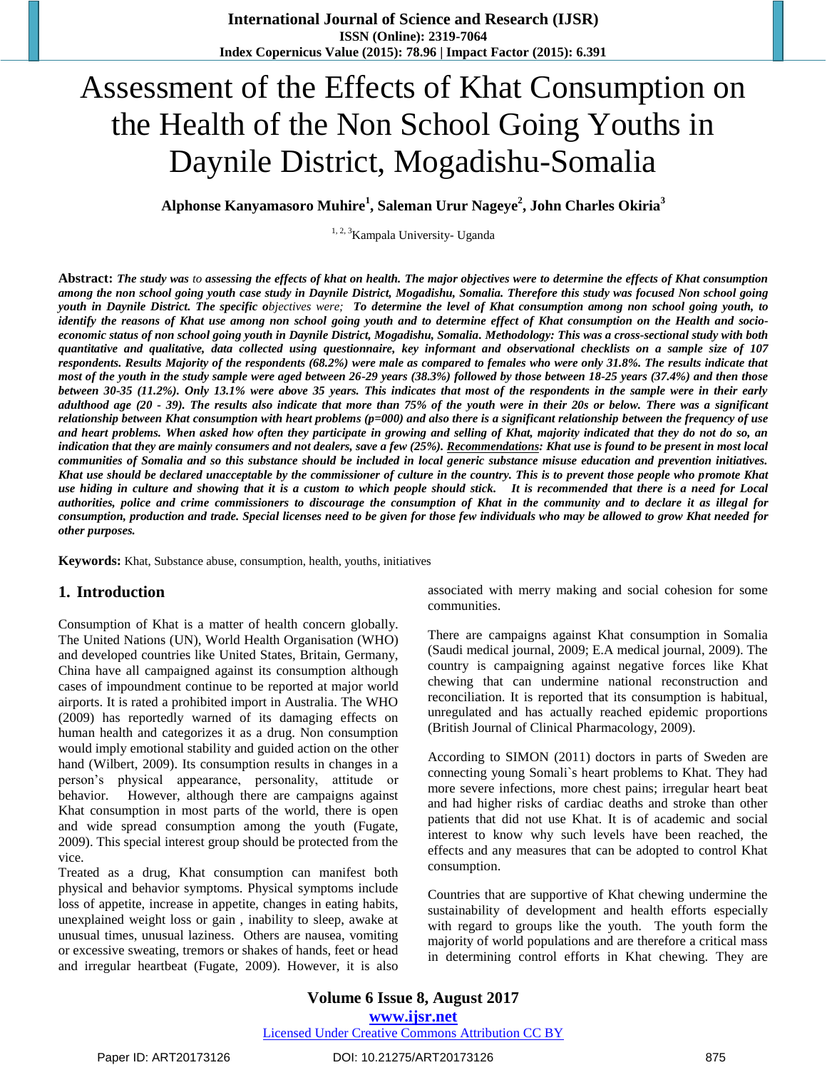# Assessment of the Effects of Khat Consumption on the Health of the Non School Going Youths in Daynile District, Mogadishu-Somalia

**Alphonse Kanyamasoro Muhire[1], Saleman Urur Nageye[2], John Charles Okiria[3]**

[1, 2, 3]Kampala University- Uganda

**Abstract:** ***The study was** to **assessing the effects of khat on health. The major objectives were to determine the effects of Khat consumption among the non school going youth case study in Daynile District, Mogadishu, Somalia. Therefore this study was focused Non school going youth in Daynile District. The specific o**bjectives were;* ***To determine the level of Khat consumption among non school going youth, to identify the reasons of Khat use among non school going youth and to determine effect of Khat consumption on the Health and socio-economic status of non school going youth in Daynile District, Mogadishu, Somalia. Methodology: This was a cross-sectional study with both quantitative and qualitative, data collected using questionnaire, key informant and observational checklists on a sample size of 107 respondents. Results Majority of the respondents (68.2%) were male as compared to females who were only 31.8%. The results indicate that most of the youth in the study sample were aged between 26-29 years (38.3%) followed by those between 18-25 years (37.4%) and then those between 30-35 (11.2%). Only 13.1% were above 35 years. This indicates that most of the respondents in the sample were in their early adulthood age (20 - 39). The results also indicate that more than 75% of the youth were in their 20s or below. There was a significant relationship between Khat consumption with heart problems (p=000) and also there is a significant relationship between the frequency of use and heart problems. When asked how often they participate in growing and selling of Khat, majority indicated that they do not do so, an indication that they are mainly consumers and not dealers, save a few (25%). <u>Recommendations</u>: Khat use is found to be present in most local communities of Somalia and so this substance should be included in local generic substance misuse education and prevention initiatives. Khat use should be declared unacceptable by the commissioner of culture in the country. This is to prevent those people who promote Khat use hiding in culture and showing that it is a custom to which people should stick. It is recommended that there is a need for Local authorities, police and crime commissioners to discourage the consumption of Khat in the community and to declare it as illegal for consumption, production and trade. Special licenses need to be given for those few individuals who may be allowed to grow Khat needed for other purposes.***

**Keywords:** Khat, Substance abuse, consumption, health, youths, initiatives

## 1. Introduction

Consumption of Khat is a matter of health concern globally. The United Nations (UN), World Health Organisation (WHO) and developed countries like United States, Britain, Germany, China have all campaigned against its consumption although cases of impoundment continue to be reported at major world airports. It is rated a prohibited import in Australia. The WHO (2009) has reportedly warned of its damaging effects on human health and categorizes it as a drug. Non consumption would imply emotional stability and guided action on the other hand (Wilbert, 2009). Its consumption results in changes in a person's physical appearance, personality, attitude or behavior. However, although there are campaigns against Khat consumption in most parts of the world, there is open and wide spread consumption among the youth (Fugate, 2009). This special interest group should be protected from the vice.

Treated as a drug, Khat consumption can manifest both physical and behavior symptoms. Physical symptoms include loss of appetite, increase in appetite, changes in eating habits, unexplained weight loss or gain , inability to sleep, awake at unusual times, unusual laziness. Others are nausea, vomiting or excessive sweating, tremors or shakes of hands, feet or head and irregular heartbeat (Fugate, 2009). However, it is also associated with merry making and social cohesion for some communities.

There are campaigns against Khat consumption in Somalia (Saudi medical journal, 2009; E.A medical journal, 2009). The country is campaigning against negative forces like Khat chewing that can undermine national reconstruction and reconciliation. It is reported that its consumption is habitual, unregulated and has actually reached epidemic proportions (British Journal of Clinical Pharmacology, 2009).

According to SIMON (2011) doctors in parts of Sweden are connecting young Somali`s heart problems to Khat. They had more severe infections, more chest pains; irregular heart beat and had higher risks of cardiac deaths and stroke than other patients that did not use Khat. It is of academic and social interest to know why such levels have been reached, the effects and any measures that can be adopted to control Khat consumption.

Countries that are supportive of Khat chewing undermine the sustainability of development and health efforts especially with regard to groups like the youth. The youth form the majority of world populations and are therefore a critical mass in determining control efforts in Khat chewing. They are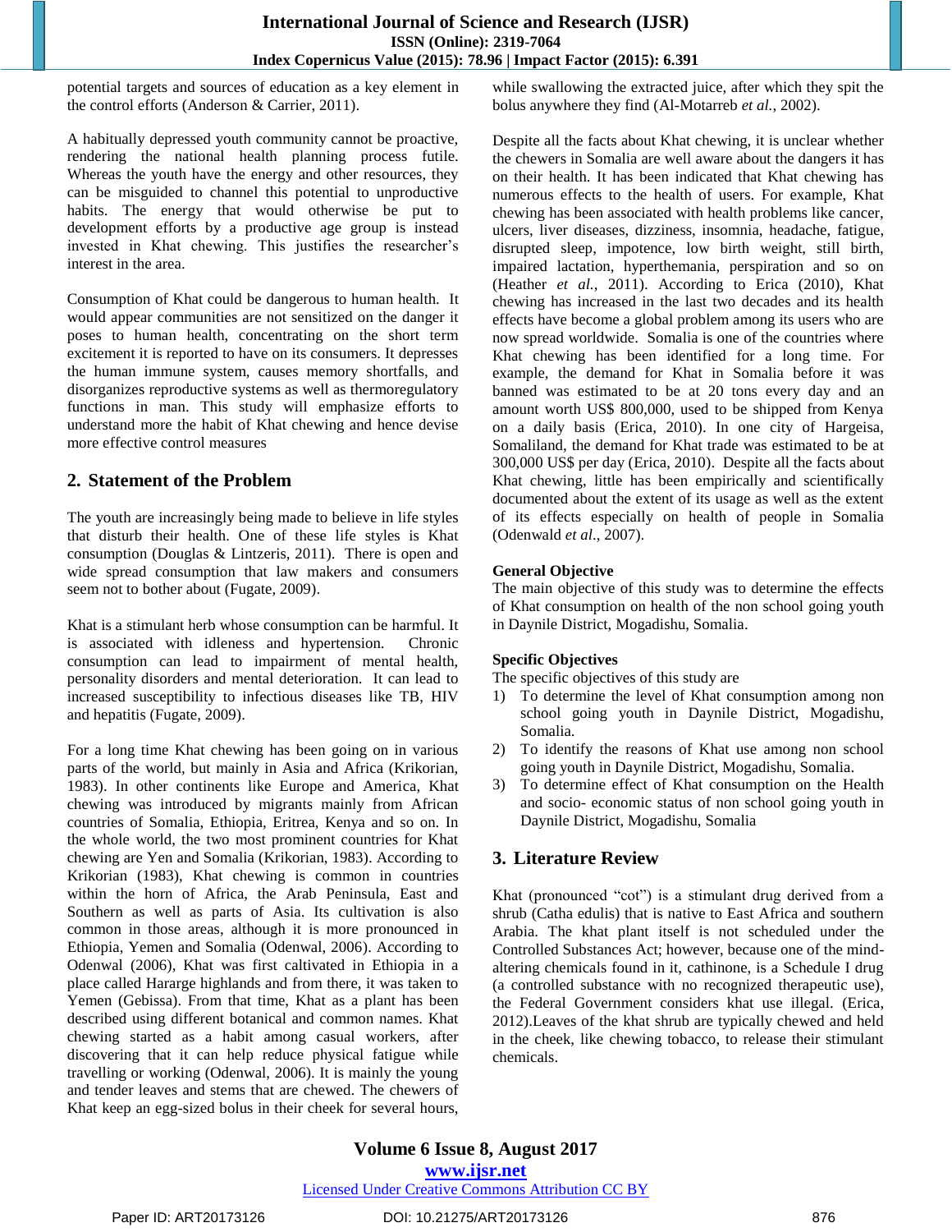potential targets and sources of education as a key element in the control efforts (Anderson & Carrier, 2011).

A habitually depressed youth community cannot be proactive, rendering the national health planning process futile. Whereas the youth have the energy and other resources, they can be misguided to channel this potential to unproductive habits. The energy that would otherwise be put to development efforts by a productive age group is instead invested in Khat chewing. This justifies the researcher's interest in the area.

Consumption of Khat could be dangerous to human health. It would appear communities are not sensitized on the danger it poses to human health, concentrating on the short term excitement it is reported to have on its consumers. It depresses the human immune system, causes memory shortfalls, and disorganizes reproductive systems as well as thermoregulatory functions in man. This study will emphasize efforts to understand more the habit of Khat chewing and hence devise more effective control measures

## 2. Statement of the Problem

The youth are increasingly being made to believe in life styles that disturb their health. One of these life styles is Khat consumption (Douglas & Lintzeris, 2011). There is open and wide spread consumption that law makers and consumers seem not to bother about (Fugate, 2009).

Khat is a stimulant herb whose consumption can be harmful. It is associated with idleness and hypertension. Chronic consumption can lead to impairment of mental health, personality disorders and mental deterioration. It can lead to increased susceptibility to infectious diseases like TB, HIV and hepatitis (Fugate, 2009).

For a long time Khat chewing has been going on in various parts of the world, but mainly in Asia and Africa (Krikorian, 1983). In other continents like Europe and America, Khat chewing was introduced by migrants mainly from African countries of Somalia, Ethiopia, Eritrea, Kenya and so on. In the whole world, the two most prominent countries for Khat chewing are Yen and Somalia (Krikorian, 1983). According to Krikorian (1983), Khat chewing is common in countries within the horn of Africa, the Arab Peninsula, East and Southern as well as parts of Asia. Its cultivation is also common in those areas, although it is more pronounced in Ethiopia, Yemen and Somalia (Odenwal, 2006). According to Odenwal (2006), Khat was first caltivated in Ethiopia in a place called Hararge highlands and from there, it was taken to Yemen (Gebissa). From that time, Khat as a plant has been described using different botanical and common names. Khat chewing started as a habit among casual workers, after discovering that it can help reduce physical fatigue while travelling or working (Odenwal, 2006). It is mainly the young and tender leaves and stems that are chewed. The chewers of Khat keep an egg-sized bolus in their cheek for several hours, while swallowing the extracted juice, after which they spit the bolus anywhere they find (Al-Motarreb *et al.*, 2002).

Despite all the facts about Khat chewing, it is unclear whether the chewers in Somalia are well aware about the dangers it has on their health. It has been indicated that Khat chewing has numerous effects to the health of users. For example, Khat chewing has been associated with health problems like cancer, ulcers, liver diseases, dizziness, insomnia, headache, fatigue, disrupted sleep, impotence, low birth weight, still birth, impaired lactation, hyperthemania, perspiration and so on (Heather *et al.*, 2011). According to Erica (2010), Khat chewing has increased in the last two decades and its health effects have become a global problem among its users who are now spread worldwide. Somalia is one of the countries where Khat chewing has been identified for a long time. For example, the demand for Khat in Somalia before it was banned was estimated to be at 20 tons every day and an amount worth US$ 800,000, used to be shipped from Kenya on a daily basis (Erica, 2010). In one city of Hargeisa, Somaliland, the demand for Khat trade was estimated to be at 300,000 US$ per day (Erica, 2010). Despite all the facts about Khat chewing, little has been empirically and scientifically documented about the extent of its usage as well as the extent of its effects especially on health of people in Somalia (Odenwald *et al*., 2007).

**General Objective**

The main objective of this study was to determine the effects of Khat consumption on health of the non school going youth in Daynile District, Mogadishu, Somalia.

**Specific Objectives**

The specific objectives of this study are

1) To determine the level of Khat consumption among non school going youth in Daynile District, Mogadishu, Somalia.
2) To identify the reasons of Khat use among non school going youth in Daynile District, Mogadishu, Somalia.
3) To determine effect of Khat consumption on the Health and socio- economic status of non school going youth in Daynile District, Mogadishu, Somalia

## 3. Literature Review

Khat (pronounced "cot") is a stimulant drug derived from a shrub (Catha edulis) that is native to East Africa and southern Arabia. The khat plant itself is not scheduled under the Controlled Substances Act; however, because one of the mind-altering chemicals found in it, cathinone, is a Schedule I drug (a controlled substance with no recognized therapeutic use), the Federal Government considers khat use illegal. (Erica, 2012).Leaves of the khat shrub are typically chewed and held in the cheek, like chewing tobacco, to release their stimulant chemicals.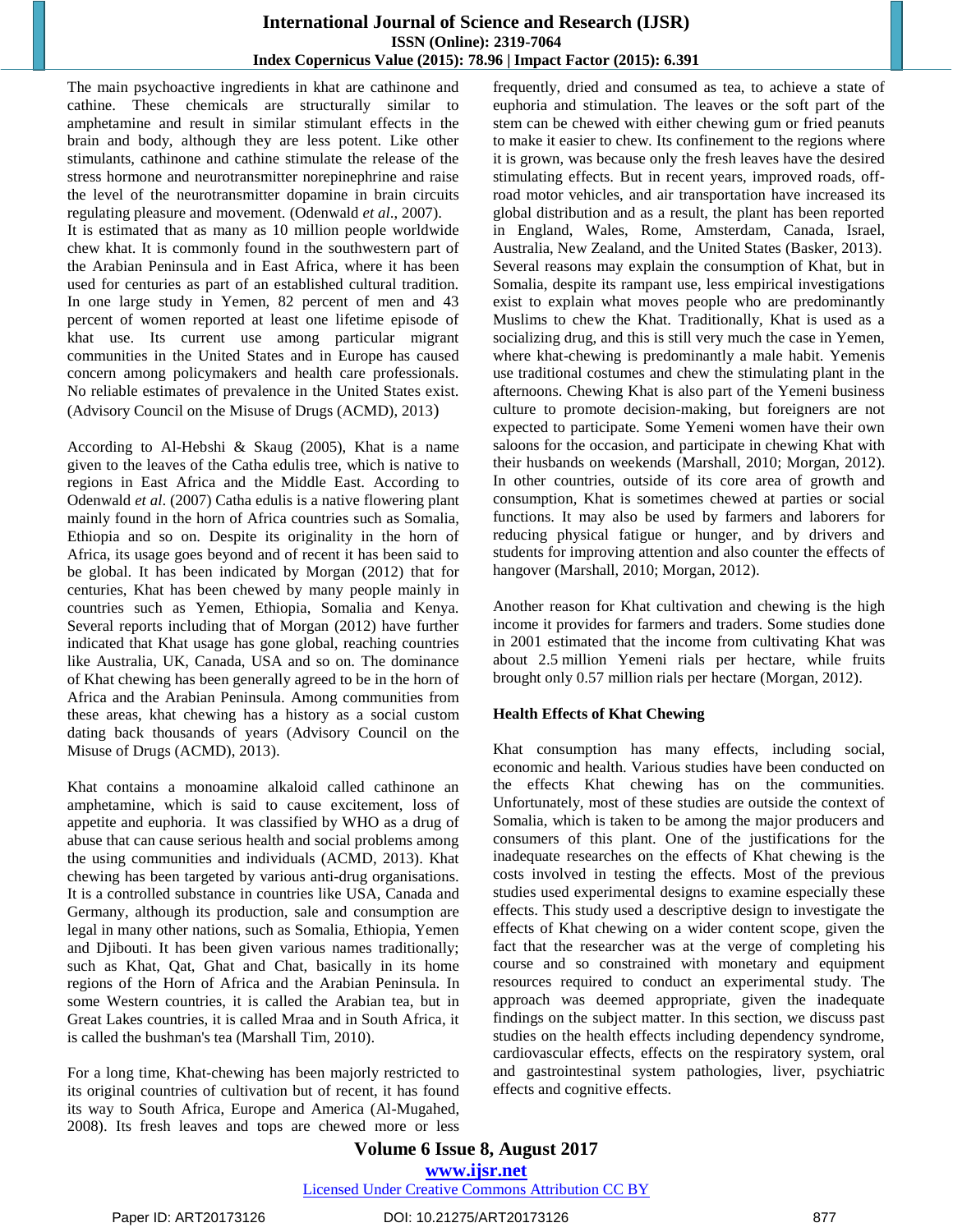The main psychoactive ingredients in khat are cathinone and cathine. These chemicals are structurally similar to amphetamine and result in similar stimulant effects in the brain and body, although they are less potent. Like other stimulants, cathinone and cathine stimulate the release of the stress hormone and neurotransmitter norepinephrine and raise the level of the neurotransmitter dopamine in brain circuits regulating pleasure and movement. (Odenwald *et al*., 2007).
It is estimated that as many as 10 million people worldwide chew khat. It is commonly found in the southwestern part of the Arabian Peninsula and in East Africa, where it has been used for centuries as part of an established cultural tradition. In one large study in Yemen, 82 percent of men and 43 percent of women reported at least one lifetime episode of khat use. Its current use among particular migrant communities in the United States and in Europe has caused concern among policymakers and health care professionals. No reliable estimates of prevalence in the United States exist. (Advisory Council on the Misuse of Drugs (ACMD), 2013)

According to Al-Hebshi & Skaug (2005), Khat is a name given to the leaves of the Catha edulis tree, which is native to regions in East Africa and the Middle East. According to Odenwald *et al*. (2007) Catha edulis is a native flowering plant mainly found in the horn of Africa countries such as Somalia, Ethiopia and so on. Despite its originality in the horn of Africa, its usage goes beyond and of recent it has been said to be global. It has been indicated by Morgan (2012) that for centuries, Khat has been chewed by many people mainly in countries such as Yemen, Ethiopia, Somalia and Kenya. Several reports including that of Morgan (2012) have further indicated that Khat usage has gone global, reaching countries like Australia, UK, Canada, USA and so on. The dominance of Khat chewing has been generally agreed to be in the horn of Africa and the Arabian Peninsula. Among communities from these areas, khat chewing has a history as a social custom dating back thousands of years (Advisory Council on the Misuse of Drugs (ACMD), 2013).

Khat contains a monoamine alkaloid called cathinone an amphetamine, which is said to cause excitement, loss of appetite and euphoria. It was classified by WHO as a drug of abuse that can cause serious health and social problems among the using communities and individuals (ACMD, 2013). Khat chewing has been targeted by various anti-drug organisations. It is a controlled substance in countries like USA, Canada and Germany, although its production, sale and consumption are legal in many other nations, such as Somalia, Ethiopia, Yemen and Djibouti. It has been given various names traditionally; such as Khat, Qat, Ghat and Chat, basically in its home regions of the Horn of Africa and the Arabian Peninsula. In some Western countries, it is called the Arabian tea, but in Great Lakes countries, it is called Mraa and in South Africa, it is called the bushman's tea (Marshall Tim, 2010).

For a long time, Khat-chewing has been majorly restricted to its original countries of cultivation but of recent, it has found its way to South Africa, Europe and America (Al-Mugahed, 2008). Its fresh leaves and tops are chewed more or less frequently, dried and consumed as tea, to achieve a state of euphoria and stimulation. The leaves or the soft part of the stem can be chewed with either chewing gum or fried peanuts to make it easier to chew. Its confinement to the regions where it is grown, was because only the fresh leaves have the desired stimulating effects. But in recent years, improved roads, off-road motor vehicles, and air transportation have increased its global distribution and as a result, the plant has been reported in England, Wales, Rome, Amsterdam, Canada, Israel, Australia, New Zealand, and the United States (Basker, 2013). Several reasons may explain the consumption of Khat, but in Somalia, despite its rampant use, less empirical investigations exist to explain what moves people who are predominantly Muslims to chew the Khat. Traditionally, Khat is used as a socializing drug, and this is still very much the case in Yemen, where khat-chewing is predominantly a male habit. Yemenis use traditional costumes and chew the stimulating plant in the afternoons. Chewing Khat is also part of the Yemeni business culture to promote decision-making, but foreigners are not expected to participate. Some Yemeni women have their own saloons for the occasion, and participate in chewing Khat with their husbands on weekends (Marshall, 2010; Morgan, 2012). In other countries, outside of its core area of growth and consumption, Khat is sometimes chewed at parties or social functions. It may also be used by farmers and laborers for reducing physical fatigue or hunger, and by drivers and students for improving attention and also counter the effects of hangover (Marshall, 2010; Morgan, 2012).

Another reason for Khat cultivation and chewing is the high income it provides for farmers and traders. Some studies done in 2001 estimated that the income from cultivating Khat was about 2.5 million Yemeni rials per hectare, while fruits brought only 0.57 million rials per hectare (Morgan, 2012).

## Health Effects of Khat Chewing

Khat consumption has many effects, including social, economic and health. Various studies have been conducted on the effects Khat chewing has on the communities. Unfortunately, most of these studies are outside the context of Somalia, which is taken to be among the major producers and consumers of this plant. One of the justifications for the inadequate researches on the effects of Khat chewing is the costs involved in testing the effects. Most of the previous studies used experimental designs to examine especially these effects. This study used a descriptive design to investigate the effects of Khat chewing on a wider content scope, given the fact that the researcher was at the verge of completing his course and so constrained with monetary and equipment resources required to conduct an experimental study. The approach was deemed appropriate, given the inadequate findings on the subject matter. In this section, we discuss past studies on the health effects including dependency syndrome, cardiovascular effects, effects on the respiratory system, oral and gastrointestinal system pathologies, liver, psychiatric effects and cognitive effects.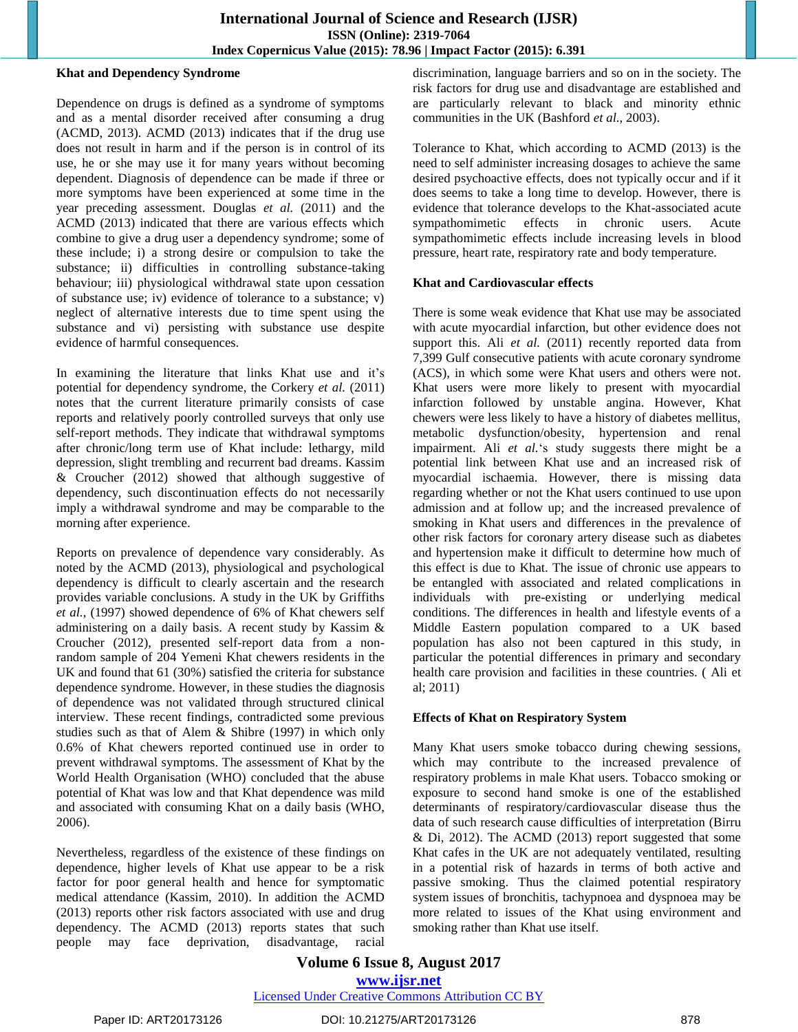### Khat and Dependency Syndrome

Dependence on drugs is defined as a syndrome of symptoms and as a mental disorder received after consuming a drug (ACMD, 2013). ACMD (2013) indicates that if the drug use does not result in harm and if the person is in control of its use, he or she may use it for many years without becoming dependent. Diagnosis of dependence can be made if three or more symptoms have been experienced at some time in the year preceding assessment. Douglas *et al.* (2011) and the ACMD (2013) indicated that there are various effects which combine to give a drug user a dependency syndrome; some of these include; i) a strong desire or compulsion to take the substance; ii) difficulties in controlling substance-taking behaviour; iii) physiological withdrawal state upon cessation of substance use; iv) evidence of tolerance to a substance; v) neglect of alternative interests due to time spent using the substance and vi) persisting with substance use despite evidence of harmful consequences.

In examining the literature that links Khat use and it's potential for dependency syndrome, the Corkery *et al.* (2011) notes that the current literature primarily consists of case reports and relatively poorly controlled surveys that only use self-report methods. They indicate that withdrawal symptoms after chronic/long term use of Khat include: lethargy, mild depression, slight trembling and recurrent bad dreams. Kassim & Croucher (2012) showed that although suggestive of dependency, such discontinuation effects do not necessarily imply a withdrawal syndrome and may be comparable to the morning after experience.

Reports on prevalence of dependence vary considerably. As noted by the ACMD (2013), physiological and psychological dependency is difficult to clearly ascertain and the research provides variable conclusions. A study in the UK by Griffiths *et al.*, (1997) showed dependence of 6% of Khat chewers self administering on a daily basis. A recent study by Kassim & Croucher (2012), presented self-report data from a non-random sample of 204 Yemeni Khat chewers residents in the UK and found that 61 (30%) satisfied the criteria for substance dependence syndrome. However, in these studies the diagnosis of dependence was not validated through structured clinical interview. These recent findings, contradicted some previous studies such as that of Alem & Shibre (1997) in which only 0.6% of Khat chewers reported continued use in order to prevent withdrawal symptoms. The assessment of Khat by the World Health Organisation (WHO) concluded that the abuse potential of Khat was low and that Khat dependence was mild and associated with consuming Khat on a daily basis (WHO, 2006).

Nevertheless, regardless of the existence of these findings on dependence, higher levels of Khat use appear to be a risk factor for poor general health and hence for symptomatic medical attendance (Kassim, 2010). In addition the ACMD (2013) reports other risk factors associated with use and drug dependency. The ACMD (2013) reports states that such people may face deprivation, disadvantage, racial discrimination, language barriers and so on in the society. The risk factors for drug use and disadvantage are established and are particularly relevant to black and minority ethnic communities in the UK (Bashford *et al.*, 2003).

Tolerance to Khat, which according to ACMD (2013) is the need to self administer increasing dosages to achieve the same desired psychoactive effects, does not typically occur and if it does seems to take a long time to develop. However, there is evidence that tolerance develops to the Khat-associated acute sympathomimetic effects in chronic users. Acute sympathomimetic effects include increasing levels in blood pressure, heart rate, respiratory rate and body temperature.

### Khat and Cardiovascular effects

There is some weak evidence that Khat use may be associated with acute myocardial infarction, but other evidence does not support this. Ali *et al.* (2011) recently reported data from 7,399 Gulf consecutive patients with acute coronary syndrome (ACS), in which some were Khat users and others were not. Khat users were more likely to present with myocardial infarction followed by unstable angina. However, Khat chewers were less likely to have a history of diabetes mellitus, metabolic dysfunction/obesity, hypertension and renal impairment. Ali *et al.*'s study suggests there might be a potential link between Khat use and an increased risk of myocardial ischaemia. However, there is missing data regarding whether or not the Khat users continued to use upon admission and at follow up; and the increased prevalence of smoking in Khat users and differences in the prevalence of other risk factors for coronary artery disease such as diabetes and hypertension make it difficult to determine how much of this effect is due to Khat. The issue of chronic use appears to be entangled with associated and related complications in individuals with pre-existing or underlying medical conditions. The differences in health and lifestyle events of a Middle Eastern population compared to a UK based population has also not been captured in this study, in particular the potential differences in primary and secondary health care provision and facilities in these countries. ( Ali et al; 2011)

### Effects of Khat on Respiratory System

Many Khat users smoke tobacco during chewing sessions, which may contribute to the increased prevalence of respiratory problems in male Khat users. Tobacco smoking or exposure to second hand smoke is one of the established determinants of respiratory/cardiovascular disease thus the data of such research cause difficulties of interpretation (Birru & Di, 2012). The ACMD (2013) report suggested that some Khat cafes in the UK are not adequately ventilated, resulting in a potential risk of hazards in terms of both active and passive smoking. Thus the claimed potential respiratory system issues of bronchitis, tachypnoea and dyspnoea may be more related to issues of the Khat using environment and smoking rather than Khat use itself.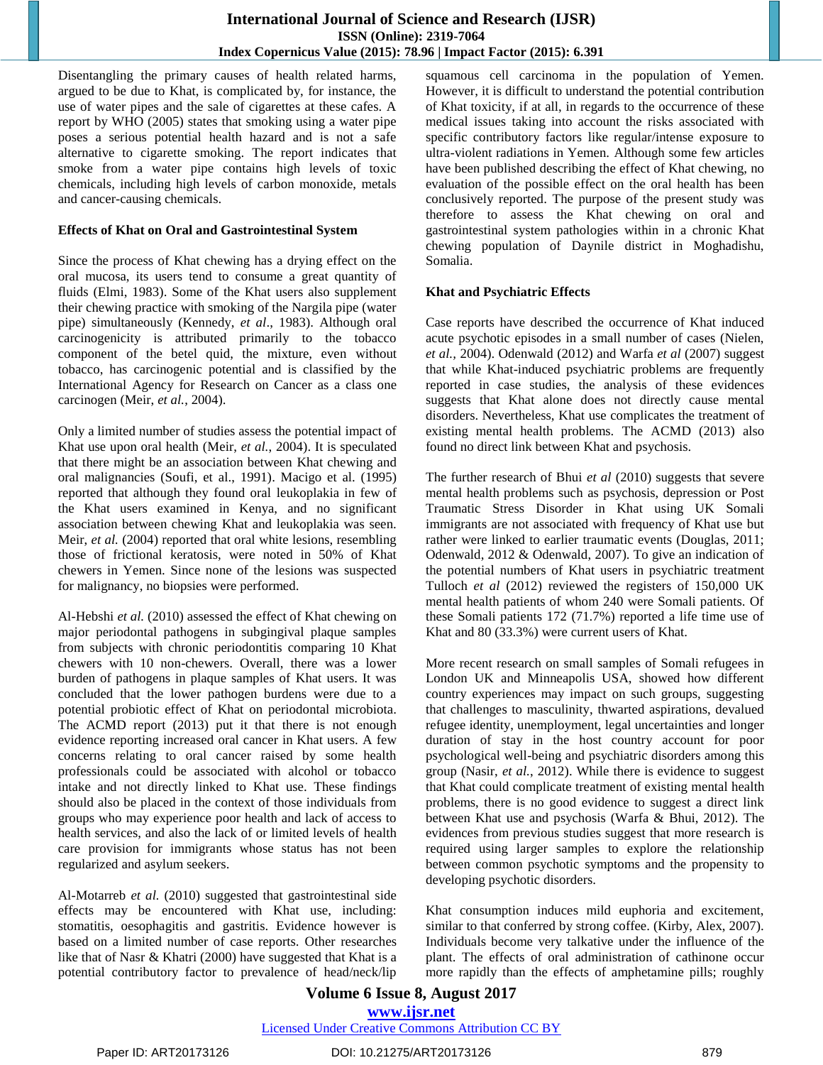Disentangling the primary causes of health related harms, argued to be due to Khat, is complicated by, for instance, the use of water pipes and the sale of cigarettes at these cafes. A report by WHO (2005) states that smoking using a water pipe poses a serious potential health hazard and is not a safe alternative to cigarette smoking. The report indicates that smoke from a water pipe contains high levels of toxic chemicals, including high levels of carbon monoxide, metals and cancer-causing chemicals.

**Effects of Khat on Oral and Gastrointestinal System**

Since the process of Khat chewing has a drying effect on the oral mucosa, its users tend to consume a great quantity of fluids (Elmi, 1983). Some of the Khat users also supplement their chewing practice with smoking of the Nargila pipe (water pipe) simultaneously (Kennedy, *et al*., 1983). Although oral carcinogenicity is attributed primarily to the tobacco component of the betel quid, the mixture, even without tobacco, has carcinogenic potential and is classified by the International Agency for Research on Cancer as a class one carcinogen (Meir, *et al.*, 2004).

Only a limited number of studies assess the potential impact of Khat use upon oral health (Meir, *et al.*, 2004). It is speculated that there might be an association between Khat chewing and oral malignancies (Soufi, et al., 1991). Macigo et al. (1995) reported that although they found oral leukoplakia in few of the Khat users examined in Kenya, and no significant association between chewing Khat and leukoplakia was seen. Meir, *et al.* (2004) reported that oral white lesions, resembling those of frictional keratosis, were noted in 50% of Khat chewers in Yemen. Since none of the lesions was suspected for malignancy, no biopsies were performed.

Al-Hebshi *et al.* (2010) assessed the effect of Khat chewing on major periodontal pathogens in subgingival plaque samples from subjects with chronic periodontitis comparing 10 Khat chewers with 10 non-chewers. Overall, there was a lower burden of pathogens in plaque samples of Khat users. It was concluded that the lower pathogen burdens were due to a potential probiotic effect of Khat on periodontal microbiota. The ACMD report (2013) put it that there is not enough evidence reporting increased oral cancer in Khat users. A few concerns relating to oral cancer raised by some health professionals could be associated with alcohol or tobacco intake and not directly linked to Khat use. These findings should also be placed in the context of those individuals from groups who may experience poor health and lack of access to health services, and also the lack of or limited levels of health care provision for immigrants whose status has not been regularized and asylum seekers.

Al-Motarreb *et al.* (2010) suggested that gastrointestinal side effects may be encountered with Khat use, including: stomatitis, oesophagitis and gastritis. Evidence however is based on a limited number of case reports. Other researches like that of Nasr & Khatri (2000) have suggested that Khat is a potential contributory factor to prevalence of head/neck/lip squamous cell carcinoma in the population of Yemen. However, it is difficult to understand the potential contribution of Khat toxicity, if at all, in regards to the occurrence of these medical issues taking into account the risks associated with specific contributory factors like regular/intense exposure to ultra-violent radiations in Yemen. Although some few articles have been published describing the effect of Khat chewing, no evaluation of the possible effect on the oral health has been conclusively reported. The purpose of the present study was therefore to assess the Khat chewing on oral and gastrointestinal system pathologies within in a chronic Khat chewing population of Daynile district in Moghadishu, Somalia.

**Khat and Psychiatric Effects**

Case reports have described the occurrence of Khat induced acute psychotic episodes in a small number of cases (Nielen, *et al.,* 2004). Odenwald (2012) and Warfa *et al* (2007) suggest that while Khat-induced psychiatric problems are frequently reported in case studies, the analysis of these evidences suggests that Khat alone does not directly cause mental disorders. Nevertheless, Khat use complicates the treatment of existing mental health problems. The ACMD (2013) also found no direct link between Khat and psychosis.

The further research of Bhui *et al* (2010) suggests that severe mental health problems such as psychosis, depression or Post Traumatic Stress Disorder in Khat using UK Somali immigrants are not associated with frequency of Khat use but rather were linked to earlier traumatic events (Douglas, 2011; Odenwald, 2012 & Odenwald, 2007). To give an indication of the potential numbers of Khat users in psychiatric treatment Tulloch *et al* (2012) reviewed the registers of 150,000 UK mental health patients of whom 240 were Somali patients. Of these Somali patients 172 (71.7%) reported a life time use of Khat and 80 (33.3%) were current users of Khat.

More recent research on small samples of Somali refugees in London UK and Minneapolis USA, showed how different country experiences may impact on such groups, suggesting that challenges to masculinity, thwarted aspirations, devalued refugee identity, unemployment, legal uncertainties and longer duration of stay in the host country account for poor psychological well-being and psychiatric disorders among this group (Nasir, *et al.*, 2012). While there is evidence to suggest that Khat could complicate treatment of existing mental health problems, there is no good evidence to suggest a direct link between Khat use and psychosis (Warfa & Bhui, 2012). The evidences from previous studies suggest that more research is required using larger samples to explore the relationship between common psychotic symptoms and the propensity to developing psychotic disorders.

Khat consumption induces mild euphoria and excitement, similar to that conferred by strong coffee. (Kirby, Alex, 2007). Individuals become very talkative under the influence of the plant. The effects of oral administration of cathinone occur more rapidly than the effects of amphetamine pills; roughly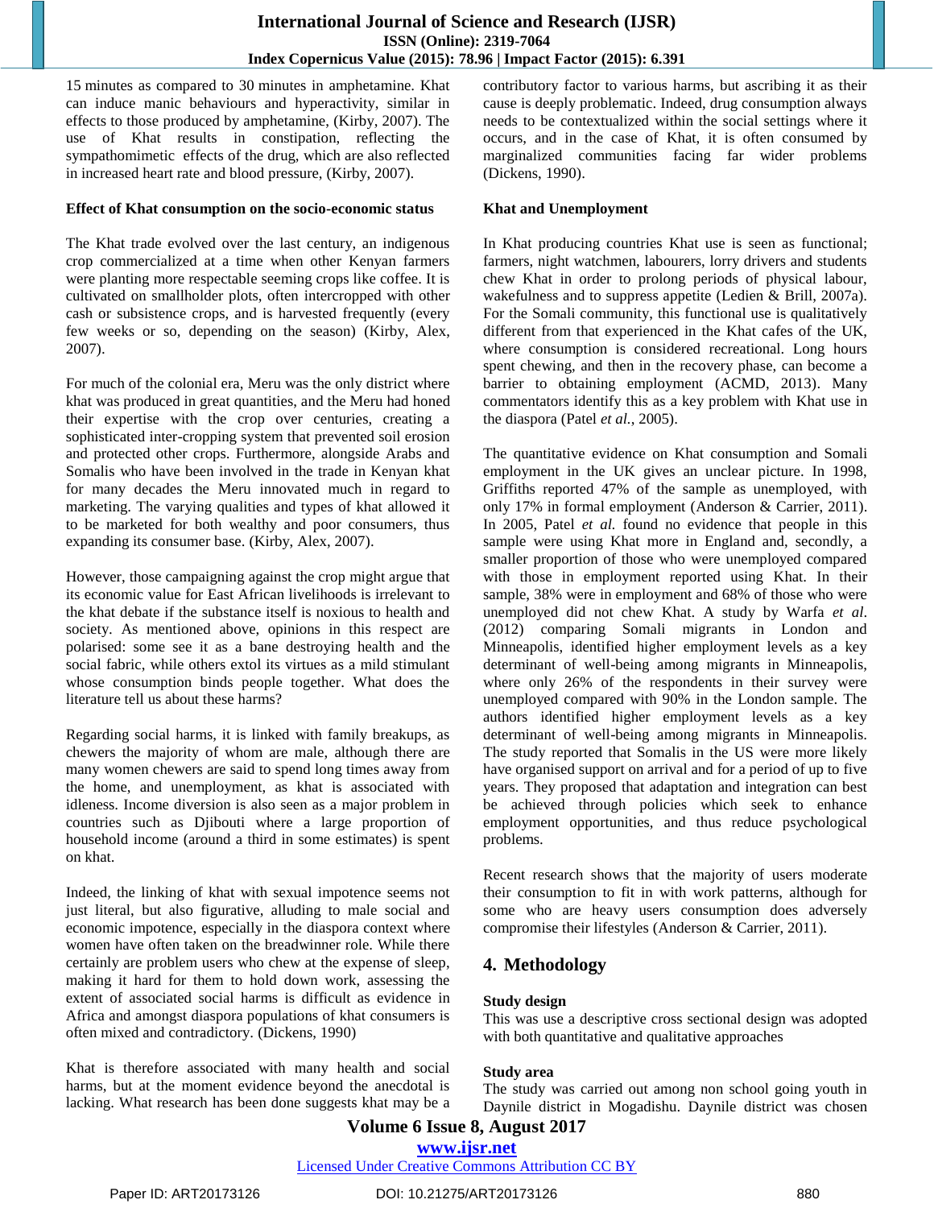15 minutes as compared to 30 minutes in amphetamine. Khat can induce manic behaviours and hyperactivity, similar in effects to those produced by amphetamine, (Kirby, 2007). The use of Khat results in constipation, reflecting the sympathomimetic effects of the drug, which are also reflected in increased heart rate and blood pressure, (Kirby, 2007).

**Effect of Khat consumption on the socio-economic status**

The Khat trade evolved over the last century, an indigenous crop commercialized at a time when other Kenyan farmers were planting more respectable seeming crops like coffee. It is cultivated on smallholder plots, often intercropped with other cash or subsistence crops, and is harvested frequently (every few weeks or so, depending on the season) (Kirby, Alex, 2007).

For much of the colonial era, Meru was the only district where khat was produced in great quantities, and the Meru had honed their expertise with the crop over centuries, creating a sophisticated inter-cropping system that prevented soil erosion and protected other crops. Furthermore, alongside Arabs and Somalis who have been involved in the trade in Kenyan khat for many decades the Meru innovated much in regard to marketing. The varying qualities and types of khat allowed it to be marketed for both wealthy and poor consumers, thus expanding its consumer base. (Kirby, Alex, 2007).

However, those campaigning against the crop might argue that its economic value for East African livelihoods is irrelevant to the khat debate if the substance itself is noxious to health and society. As mentioned above, opinions in this respect are polarised: some see it as a bane destroying health and the social fabric, while others extol its virtues as a mild stimulant whose consumption binds people together. What does the literature tell us about these harms?

Regarding social harms, it is linked with family breakups, as chewers the majority of whom are male, although there are many women chewers are said to spend long times away from the home, and unemployment, as khat is associated with idleness. Income diversion is also seen as a major problem in countries such as Djibouti where a large proportion of household income (around a third in some estimates) is spent on khat.

Indeed, the linking of khat with sexual impotence seems not just literal, but also figurative, alluding to male social and economic impotence, especially in the diaspora context where women have often taken on the breadwinner role. While there certainly are problem users who chew at the expense of sleep, making it hard for them to hold down work, assessing the extent of associated social harms is difficult as evidence in Africa and amongst diaspora populations of khat consumers is often mixed and contradictory. (Dickens, 1990)

Khat is therefore associated with many health and social harms, but at the moment evidence beyond the anecdotal is lacking. What research has been done suggests khat may be a contributory factor to various harms, but ascribing it as their cause is deeply problematic. Indeed, drug consumption always needs to be contextualized within the social settings where it occurs, and in the case of Khat, it is often consumed by marginalized communities facing far wider problems (Dickens, 1990).

**Khat and Unemployment**

In Khat producing countries Khat use is seen as functional; farmers, night watchmen, labourers, lorry drivers and students chew Khat in order to prolong periods of physical labour, wakefulness and to suppress appetite (Ledien & Brill, 2007a). For the Somali community, this functional use is qualitatively different from that experienced in the Khat cafes of the UK, where consumption is considered recreational. Long hours spent chewing, and then in the recovery phase, can become a barrier to obtaining employment (ACMD, 2013). Many commentators identify this as a key problem with Khat use in the diaspora (Patel *et al.*, 2005).

The quantitative evidence on Khat consumption and Somali employment in the UK gives an unclear picture. In 1998, Griffiths reported 47% of the sample as unemployed, with only 17% in formal employment (Anderson & Carrier, 2011). In 2005, Patel *et al.* found no evidence that people in this sample were using Khat more in England and, secondly, a smaller proportion of those who were unemployed compared with those in employment reported using Khat. In their sample, 38% were in employment and 68% of those who were unemployed did not chew Khat. A study by Warfa *et al*. (2012) comparing Somali migrants in London and Minneapolis, identified higher employment levels as a key determinant of well-being among migrants in Minneapolis, where only 26% of the respondents in their survey were unemployed compared with 90% in the London sample. The authors identified higher employment levels as a key determinant of well-being among migrants in Minneapolis. The study reported that Somalis in the US were more likely have organised support on arrival and for a period of up to five years. They proposed that adaptation and integration can best be achieved through policies which seek to enhance employment opportunities, and thus reduce psychological problems.

Recent research shows that the majority of users moderate their consumption to fit in with work patterns, although for some who are heavy users consumption does adversely compromise their lifestyles (Anderson & Carrier, 2011).

## 4. Methodology

**Study design**

This was use a descriptive cross sectional design was adopted with both quantitative and qualitative approaches

**Study area**

The study was carried out among non school going youth in Daynile district in Mogadishu. Daynile district was chosen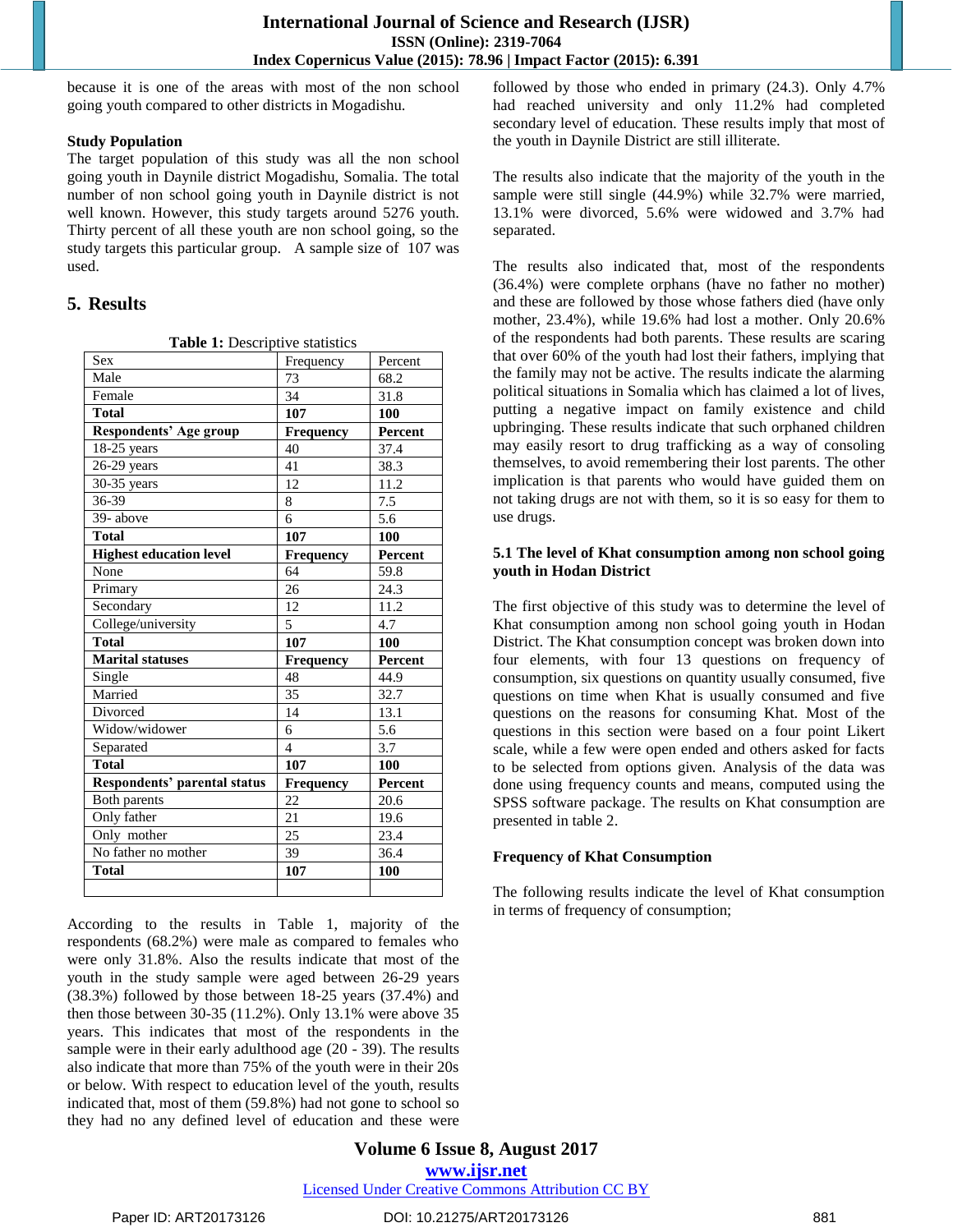because it is one of the areas with most of the non school going youth compared to other districts in Mogadishu.

**Study Population**

The target population of this study was all the non school going youth in Daynile district Mogadishu, Somalia. The total number of non school going youth in Daynile district is not well known. However, this study targets around 5276 youth. Thirty percent of all these youth are non school going, so the study targets this particular group. A sample size of 107 was used.

## 5. Results

**Table 1:** Descriptive statistics

| Sex | Frequency | Percent |
|---|---|---|
| Male | 73 | 68.2 |
| Female | 34 | 31.8 |
| **Total** | **107** | **100** |
| **Respondents' Age group** | **Frequency** | **Percent** |
| 18-25 years | 40 | 37.4 |
| 26-29 years | 41 | 38.3 |
| 30-35 years | 12 | 11.2 |
| 36-39 | 8 | 7.5 |
| 39- above | 6 | 5.6 |
| **Total** | **107** | **100** |
| **Highest education level** | **Frequency** | **Percent** |
| None | 64 | 59.8 |
| Primary | 26 | 24.3 |
| Secondary | 12 | 11.2 |
| College/university | 5 | 4.7 |
| **Total** | **107** | **100** |
| **Marital statuses** | **Frequency** | **Percent** |
| Single | 48 | 44.9 |
| Married | 35 | 32.7 |
| Divorced | 14 | 13.1 |
| Widow/widower | 6 | 5.6 |
| Separated | 4 | 3.7 |
| **Total** | **107** | **100** |
| **Respondents' parental status** | **Frequency** | **Percent** |
| Both parents | 22 | 20.6 |
| Only father | 21 | 19.6 |
| Only mother | 25 | 23.4 |
| No father no mother | 39 | 36.4 |
| **Total** | **107** | **100** |

According to the results in Table 1, majority of the respondents (68.2%) were male as compared to females who were only 31.8%. Also the results indicate that most of the youth in the study sample were aged between 26-29 years (38.3%) followed by those between 18-25 years (37.4%) and then those between 30-35 (11.2%). Only 13.1% were above 35 years. This indicates that most of the respondents in the sample were in their early adulthood age (20 - 39). The results also indicate that more than 75% of the youth were in their 20s or below. With respect to education level of the youth, results indicated that, most of them (59.8%) had not gone to school so they had no any defined level of education and these were followed by those who ended in primary (24.3). Only 4.7% had reached university and only 11.2% had completed secondary level of education. These results imply that most of the youth in Daynile District are still illiterate.

The results also indicate that the majority of the youth in the sample were still single (44.9%) while 32.7% were married, 13.1% were divorced, 5.6% were widowed and 3.7% had separated.

The results also indicated that, most of the respondents (36.4%) were complete orphans (have no father no mother) and these are followed by those whose fathers died (have only mother, 23.4%), while 19.6% had lost a mother. Only 20.6% of the respondents had both parents. These results are scaring that over 60% of the youth had lost their fathers, implying that the family may not be active. The results indicate the alarming political situations in Somalia which has claimed a lot of lives, putting a negative impact on family existence and child upbringing. These results indicate that such orphaned children may easily resort to drug trafficking as a way of consoling themselves, to avoid remembering their lost parents. The other implication is that parents who would have guided them on not taking drugs are not with them, so it is so easy for them to use drugs.

### 5.1 The level of Khat consumption among non school going youth in Hodan District

The first objective of this study was to determine the level of Khat consumption among non school going youth in Hodan District. The Khat consumption concept was broken down into four elements, with four 13 questions on frequency of consumption, six questions on quantity usually consumed, five questions on time when Khat is usually consumed and five questions on the reasons for consuming Khat. Most of the questions in this section were based on a four point Likert scale, while a few were open ended and others asked for facts to be selected from options given. Analysis of the data was done using frequency counts and means, computed using the SPSS software package. The results on Khat consumption are presented in table 2.

**Frequency of Khat Consumption**

The following results indicate the level of Khat consumption in terms of frequency of consumption;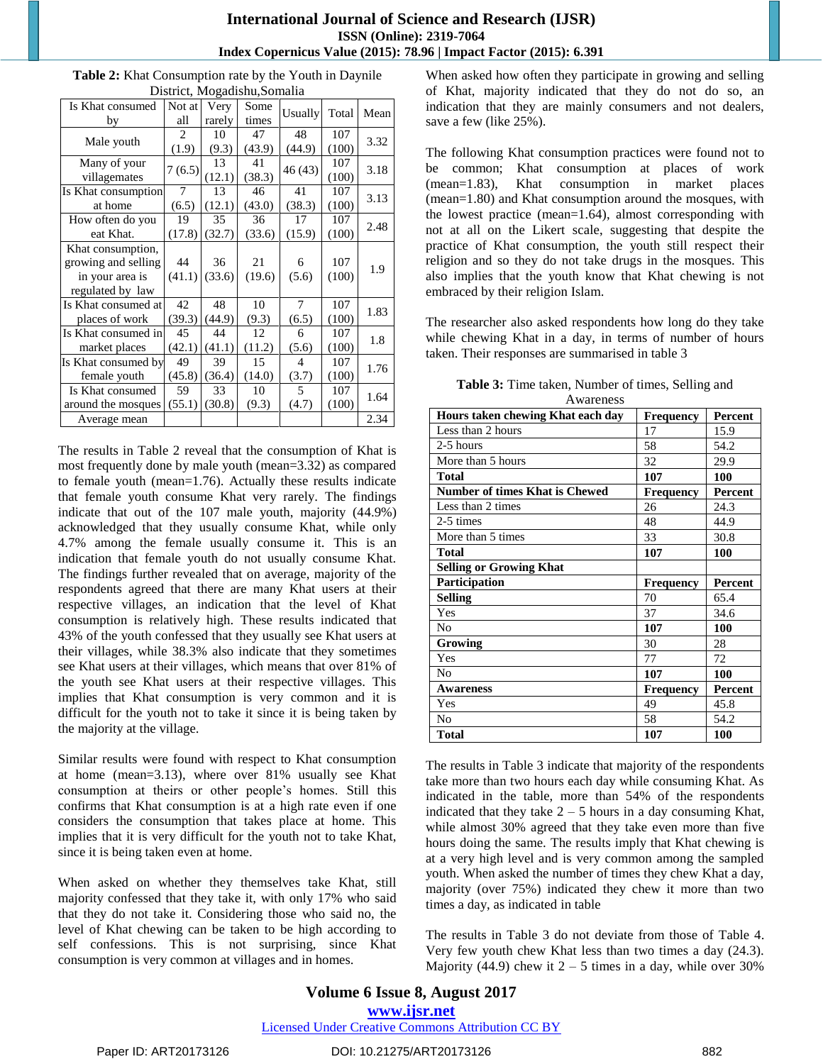**Table 2:** Khat Consumption rate by the Youth in Daynile District, Mogadishu,Somalia

| Is Khat consumed by | Not at all | Very rarely | Some times | Usually | Total | Mean |
|---|---|---|---|---|---|---|
| Male youth | 2 (1.9) | 10 (9.3) | 47 (43.9) | 48 (44.9) | 107 (100) | 3.32 |
| Many of your villagemates | 7 (6.5) | 13 (12.1) | 41 (38.3) | 46 (43) | 107 (100) | 3.18 |
| Is Khat consumption at home | 7 (6.5) | 13 (12.1) | 46 (43.0) | 41 (38.3) | 107 (100) | 3.13 |
| How often do you eat Khat. | 19 (17.8) | 35 (32.7) | 36 (33.6) | 17 (15.9) | 107 (100) | 2.48 |
| Khat consumption, growing and selling in your area is regulated by law | 44 (41.1) | 36 (33.6) | 21 (19.6) | 6 (5.6) | 107 (100) | 1.9 |
| Is Khat consumed at places of work | 42 (39.3) | 48 (44.9) | 10 (9.3) | 7 (6.5) | 107 (100) | 1.83 |
| Is Khat consumed in market places | 45 (42.1) | 44 (41.1) | 12 (11.2) | 6 (5.6) | 107 (100) | 1.8 |
| Is Khat consumed by female youth | 49 (45.8) | 39 (36.4) | 15 (14.0) | 4 (3.7) | 107 (100) | 1.76 |
| Is Khat consumed around the mosques | 59 (55.1) | 33 (30.8) | 10 (9.3) | 5 (4.7) | 107 (100) | 1.64 |
| Average mean | | | | | | 2.34 |

The results in Table 2 reveal that the consumption of Khat is most frequently done by male youth (mean=3.32) as compared to female youth (mean=1.76). Actually these results indicate that female youth consume Khat very rarely. The findings indicate that out of the 107 male youth, majority (44.9%) acknowledged that they usually consume Khat, while only 4.7% among the female usually consume it. This is an indication that female youth do not usually consume Khat. The findings further revealed that on average, majority of the respondents agreed that there are many Khat users at their respective villages, an indication that the level of Khat consumption is relatively high. These results indicated that 43% of the youth confessed that they usually see Khat users at their villages, while 38.3% also indicate that they sometimes see Khat users at their villages, which means that over 81% of the youth see Khat users at their respective villages. This implies that Khat consumption is very common and it is difficult for the youth not to take it since it is being taken by the majority at the village.

Similar results were found with respect to Khat consumption at home (mean=3.13), where over 81% usually see Khat consumption at theirs or other people's homes. Still this confirms that Khat consumption is at a high rate even if one considers the consumption that takes place at home. This implies that it is very difficult for the youth not to take Khat, since it is being taken even at home.

When asked on whether they themselves take Khat, still majority confessed that they take it, with only 17% who said that they do not take it. Considering those who said no, the level of Khat chewing can be taken to be high according to self confessions. This is not surprising, since Khat consumption is very common at villages and in homes.

When asked how often they participate in growing and selling of Khat, majority indicated that they do not do so, an indication that they are mainly consumers and not dealers, save a few (like 25%).

The following Khat consumption practices were found not to be common; Khat consumption at places of work (mean=1.83), Khat consumption in market places (mean=1.80) and Khat consumption around the mosques, with the lowest practice (mean=1.64), almost corresponding with not at all on the Likert scale, suggesting that despite the practice of Khat consumption, the youth still respect their religion and so they do not take drugs in the mosques. This also implies that the youth know that Khat chewing is not embraced by their religion Islam.

The researcher also asked respondents how long do they take while chewing Khat in a day, in terms of number of hours taken. Their responses are summarised in table 3

**Table 3:** Time taken, Number of times, Selling and Awareness

| **Hours taken chewing Khat each day** | **Frequency** | **Percent** |
|---|---|---|
| Less than 2 hours | 17 | 15.9 |
| 2-5 hours | 58 | 54.2 |
| More than 5 hours | 32 | 29.9 |
| **Total** | **107** | **100** |
| **Number of times Khat is Chewed** | **Frequency** | **Percent** |
| Less than 2 times | 26 | 24.3 |
| 2-5 times | 48 | 44.9 |
| More than 5 times | 33 | 30.8 |
| **Total** | **107** | **100** |
| **Selling or Growing Khat** | | |
| **Participation** | **Frequency** | **Percent** |
| **Selling** | 70 | 65.4 |
| Yes | 37 | 34.6 |
| No | **107** | **100** |
| **Growing** | 30 | 28 |
| Yes | 77 | 72 |
| No | **107** | **100** |
| **Awareness** | **Frequency** | **Percent** |
| Yes | 49 | 45.8 |
| No | 58 | 54.2 |
| **Total** | **107** | **100** |

The results in Table 3 indicate that majority of the respondents take more than two hours each day while consuming Khat. As indicated in the table, more than 54% of the respondents indicated that they take 2 – 5 hours in a day consuming Khat, while almost 30% agreed that they take even more than five hours doing the same. The results imply that Khat chewing is at a very high level and is very common among the sampled youth. When asked the number of times they chew Khat a day, majority (over 75%) indicated they chew it more than two times a day, as indicated in table

The results in Table 3 do not deviate from those of Table 4. Very few youth chew Khat less than two times a day (24.3). Majority (44.9) chew it 2 – 5 times in a day, while over 30%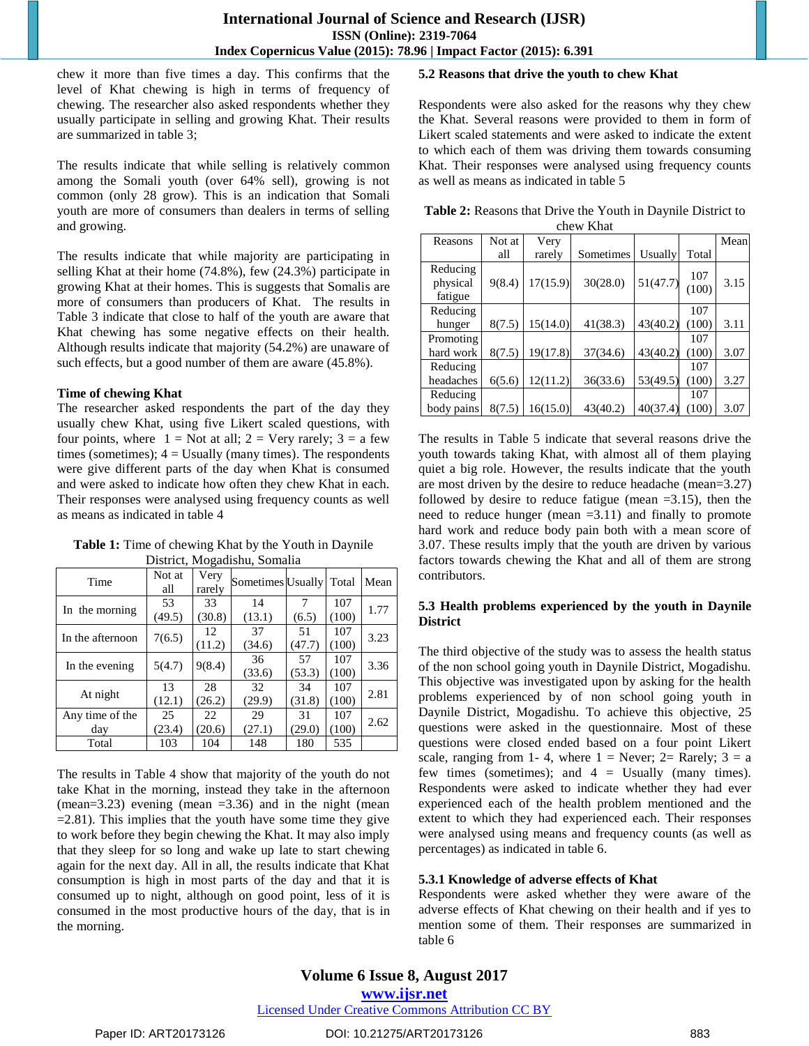chew it more than five times a day. This confirms that the level of Khat chewing is high in terms of frequency of chewing. The researcher also asked respondents whether they usually participate in selling and growing Khat. Their results are summarized in table 3;

The results indicate that while selling is relatively common among the Somali youth (over 64% sell), growing is not common (only 28 grow). This is an indication that Somali youth are more of consumers than dealers in terms of selling and growing.

The results indicate that while majority are participating in selling Khat at their home (74.8%), few (24.3%) participate in growing Khat at their homes. This is suggests that Somalis are more of consumers than producers of Khat. The results in Table 3 indicate that close to half of the youth are aware that Khat chewing has some negative effects on their health. Although results indicate that majority (54.2%) are unaware of such effects, but a good number of them are aware (45.8%).

**Time of chewing Khat**

The researcher asked respondents the part of the day they usually chew Khat, using five Likert scaled questions, with four points, where 1 = Not at all; 2 = Very rarely; 3 = a few times (sometimes); 4 = Usually (many times). The respondents were give different parts of the day when Khat is consumed and were asked to indicate how often they chew Khat in each. Their responses were analysed using frequency counts as well as means as indicated in table 4

**Table 1:** Time of chewing Khat by the Youth in Daynile District, Mogadishu, Somalia

| Time | Not at all | Very rarely | Sometimes | Usually | Total | Mean |
|---|---|---|---|---|---|---|
| In the morning | 53 (49.5) | 33 (30.8) | 14 (13.1) | 7 (6.5) | 107 (100) | 1.77 |
| In the afternoon | 7(6.5) | 12 (11.2) | 37 (34.6) | 51 (47.7) | 107 (100) | 3.23 |
| In the evening | 5(4.7) | 9(8.4) | 36 (33.6) | 57 (53.3) | 107 (100) | 3.36 |
| At night | 13 (12.1) | 28 (26.2) | 32 (29.9) | 34 (31.8) | 107 (100) | 2.81 |
| Any time of the day | 25 (23.4) | 22 (20.6) | 29 (27.1) | 31 (29.0) | 107 (100) | 2.62 |
| Total | 103 | 104 | 148 | 180 | 535 | |

The results in Table 4 show that majority of the youth do not take Khat in the morning, instead they take in the afternoon (mean=3.23) evening (mean =3.36) and in the night (mean =2.81). This implies that the youth have some time they give to work before they begin chewing the Khat. It may also imply that they sleep for so long and wake up late to start chewing again for the next day. All in all, the results indicate that Khat consumption is high in most parts of the day and that it is consumed up to night, although on good point, less of it is consumed in the most productive hours of the day, that is in the morning.

### 5.2 Reasons that drive the youth to chew Khat

Respondents were also asked for the reasons why they chew the Khat. Several reasons were provided to them in form of Likert scaled statements and were asked to indicate the extent to which each of them was driving them towards consuming Khat. Their responses were analysed using frequency counts as well as means as indicated in table 5

**Table 2:** Reasons that Drive the Youth in Daynile District to chew Khat

| Reasons | Not at all | Very rarely | Sometimes | Usually | Total | Mean |
|---|---|---|---|---|---|---|
| Reducing physical fatigue | 9(8.4) | 17(15.9) | 30(28.0) | 51(47.7) | 107 (100) | 3.15 |
| Reducing hunger | 8(7.5) | 15(14.0) | 41(38.3) | 43(40.2) | 107 (100) | 3.11 |
| Promoting hard work | 8(7.5) | 19(17.8) | 37(34.6) | 43(40.2) | 107 (100) | 3.07 |
| Reducing headaches | 6(5.6) | 12(11.2) | 36(33.6) | 53(49.5) | 107 (100) | 3.27 |
| Reducing body pains | 8(7.5) | 16(15.0) | 43(40.2) | 40(37.4) | 107 (100) | 3.07 |

The results in Table 5 indicate that several reasons drive the youth towards taking Khat, with almost all of them playing quiet a big role. However, the results indicate that the youth are most driven by the desire to reduce headache (mean=3.27) followed by desire to reduce fatigue (mean =3.15), then the need to reduce hunger (mean =3.11) and finally to promote hard work and reduce body pain both with a mean score of 3.07. These results imply that the youth are driven by various factors towards chewing the Khat and all of them are strong contributors.

### 5.3 Health problems experienced by the youth in Daynile District

The third objective of the study was to assess the health status of the non school going youth in Daynile District, Mogadishu. This objective was investigated upon by asking for the health problems experienced by of non school going youth in Daynile District, Mogadishu. To achieve this objective, 25 questions were asked in the questionnaire. Most of these questions were closed ended based on a four point Likert scale, ranging from 1- 4, where 1 = Never; 2= Rarely; 3 = a few times (sometimes); and 4 = Usually (many times). Respondents were asked to indicate whether they had ever experienced each of the health problem mentioned and the extent to which they had experienced each. Their responses were analysed using means and frequency counts (as well as percentages) as indicated in table 6.

#### 5.3.1 Knowledge of adverse effects of Khat

Respondents were asked whether they were aware of the adverse effects of Khat chewing on their health and if yes to mention some of them. Their responses are summarized in table 6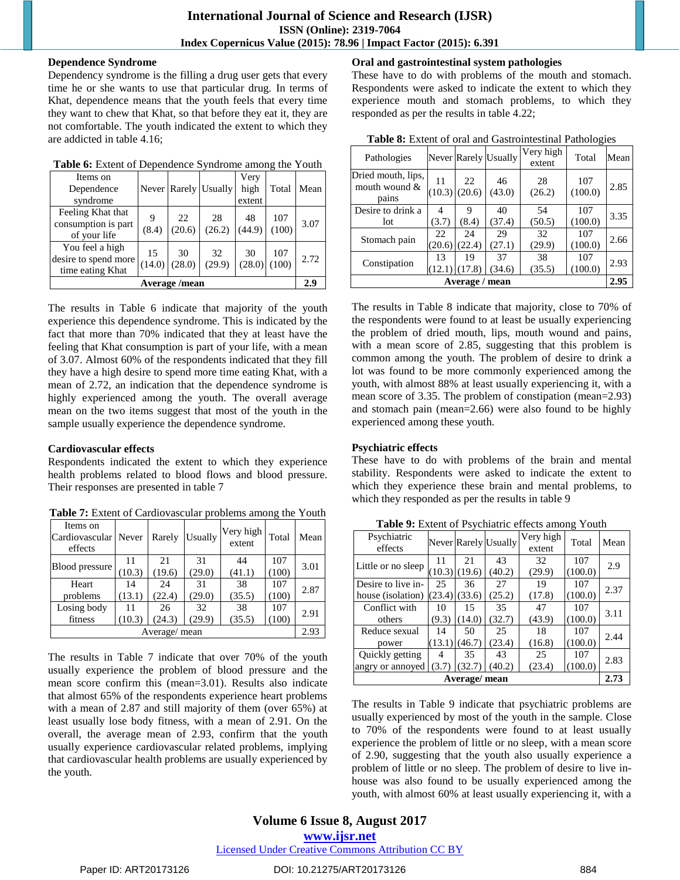## Dependence Syndrome

Dependency syndrome is the filling a drug user gets that every time he or she wants to use that particular drug. In terms of Khat, dependence means that the youth feels that every time they want to chew that Khat, so that before they eat it, they are not comfortable. The youth indicated the extent to which they are addicted in table 4.16;

**Table 6:** Extent of Dependence Syndrome among the Youth

| Items on Dependence syndrome | Never | Rarely | Usually | Very high extent | Total | Mean |
|---|---|---|---|---|---|---|
| Feeling Khat that consumption is part of your life | 9 (8.4) | 22 (20.6) | 28 (26.2) | 48 (44.9) | 107 (100) | 3.07 |
| You feel a high desire to spend more time eating Khat | 15 (14.0) | 30 (28.0) | 32 (29.9) | 30 (28.0) | 107 (100) | 2.72 |
| **Average /mean** | | | | | | **2.9** |

The results in Table 6 indicate that majority of the youth experience this dependence syndrome. This is indicated by the fact that more than 70% indicated that they at least have the feeling that Khat consumption is part of your life, with a mean of 3.07. Almost 60% of the respondents indicated that they fill they have a high desire to spend more time eating Khat, with a mean of 2.72, an indication that the dependence syndrome is highly experienced among the youth. The overall average mean on the two items suggest that most of the youth in the sample usually experience the dependence syndrome.

## Cardiovascular effects

Respondents indicated the extent to which they experience health problems related to blood flows and blood pressure. Their responses are presented in table 7

**Table 7:** Extent of Cardiovascular problems among the Youth

| Items on Cardiovascular effects | Never | Rarely | Usually | Very high extent | Total | Mean |
|---|---|---|---|---|---|---|
| Blood pressure | 11 (10.3) | 21 (19.6) | 31 (29.0) | 44 (41.1) | 107 (100) | 3.01 |
| Heart problems | 14 (13.1) | 24 (22.4) | 31 (29.0) | 38 (35.5) | 107 (100) | 2.87 |
| Losing body fitness | 11 (10.3) | 26 (24.3) | 32 (29.9) | 38 (35.5) | 107 (100) | 2.91 |
| Average/ mean | | | | | | 2.93 |

The results in Table 7 indicate that over 70% of the youth usually experience the problem of blood pressure and the mean score confirm this (mean=3.01). Results also indicate that almost 65% of the respondents experience heart problems with a mean of 2.87 and still majority of them (over 65%) at least usually lose body fitness, with a mean of 2.91. On the overall, the average mean of 2.93, confirm that the youth usually experience cardiovascular related problems, implying that cardiovascular health problems are usually experienced by the youth.

## Oral and gastrointestinal system pathologies

These have to do with problems of the mouth and stomach. Respondents were asked to indicate the extent to which they experience mouth and stomach problems, to which they responded as per the results in table 4.22;

**Table 8:** Extent of oral and Gastrointestinal Pathologies

| Pathologies | Never | Rarely | Usually | Very high extent | Total | Mean |
|---|---|---|---|---|---|---|
| Dried mouth, lips, mouth wound & pains | 11 (10.3) | 22 (20.6) | 46 (43.0) | 28 (26.2) | 107 (100.0) | 2.85 |
| Desire to drink a lot | 4 (3.7) | 9 (8.4) | 40 (37.4) | 54 (50.5) | 107 (100.0) | 3.35 |
| Stomach pain | 22 (20.6) | 24 (22.4) | 29 (27.1) | 32 (29.9) | 107 (100.0) | 2.66 |
| Constipation | 13 (12.1) | 19 (17.8) | 37 (34.6) | 38 (35.5) | 107 (100.0) | 2.93 |
| **Average / mean** | | | | | | **2.95** |

The results in Table 8 indicate that majority, close to 70% of the respondents were found to at least be usually experiencing the problem of dried mouth, lips, mouth wound and pains, with a mean score of 2.85, suggesting that this problem is common among the youth. The problem of desire to drink a lot was found to be more commonly experienced among the youth, with almost 88% at least usually experiencing it, with a mean score of 3.35. The problem of constipation (mean=2.93) and stomach pain (mean=2.66) were also found to be highly experienced among these youth.

## Psychiatric effects

These have to do with problems of the brain and mental stability. Respondents were asked to indicate the extent to which they experience these brain and mental problems, to which they responded as per the results in table 9

**Table 9:** Extent of Psychiatric effects among Youth

| Psychiatric effects | Never | Rarely | Usually | Very high extent | Total | Mean |
|---|---|---|---|---|---|---|
| Little or no sleep | 11 (10.3) | 21 (19.6) | 43 (40.2) | 32 (29.9) | 107 (100.0) | 2.9 |
| Desire to live in-house (isolation) | 25 (23.4) | 36 (33.6) | 27 (25.2) | 19 (17.8) | 107 (100.0) | 2.37 |
| Conflict with others | 10 (9.3) | 15 (14.0) | 35 (32.7) | 47 (43.9) | 107 (100.0) | 3.11 |
| Reduce sexual power | 14 (13.1) | 50 (46.7) | 25 (23.4) | 18 (16.8) | 107 (100.0) | 2.44 |
| Quickly getting angry or annoyed | 4 (3.7) | 35 (32.7) | 43 (40.2) | 25 (23.4) | 107 (100.0) | 2.83 |
| **Average/ mean** | | | | | | **2.73** |

The results in Table 9 indicate that psychiatric problems are usually experienced by most of the youth in the sample. Close to 70% of the respondents were found to at least usually experience the problem of little or no sleep, with a mean score of 2.90, suggesting that the youth also usually experience a problem of little or no sleep. The problem of desire to live in-house was also found to be usually experienced among the youth, with almost 60% at least usually experiencing it, with a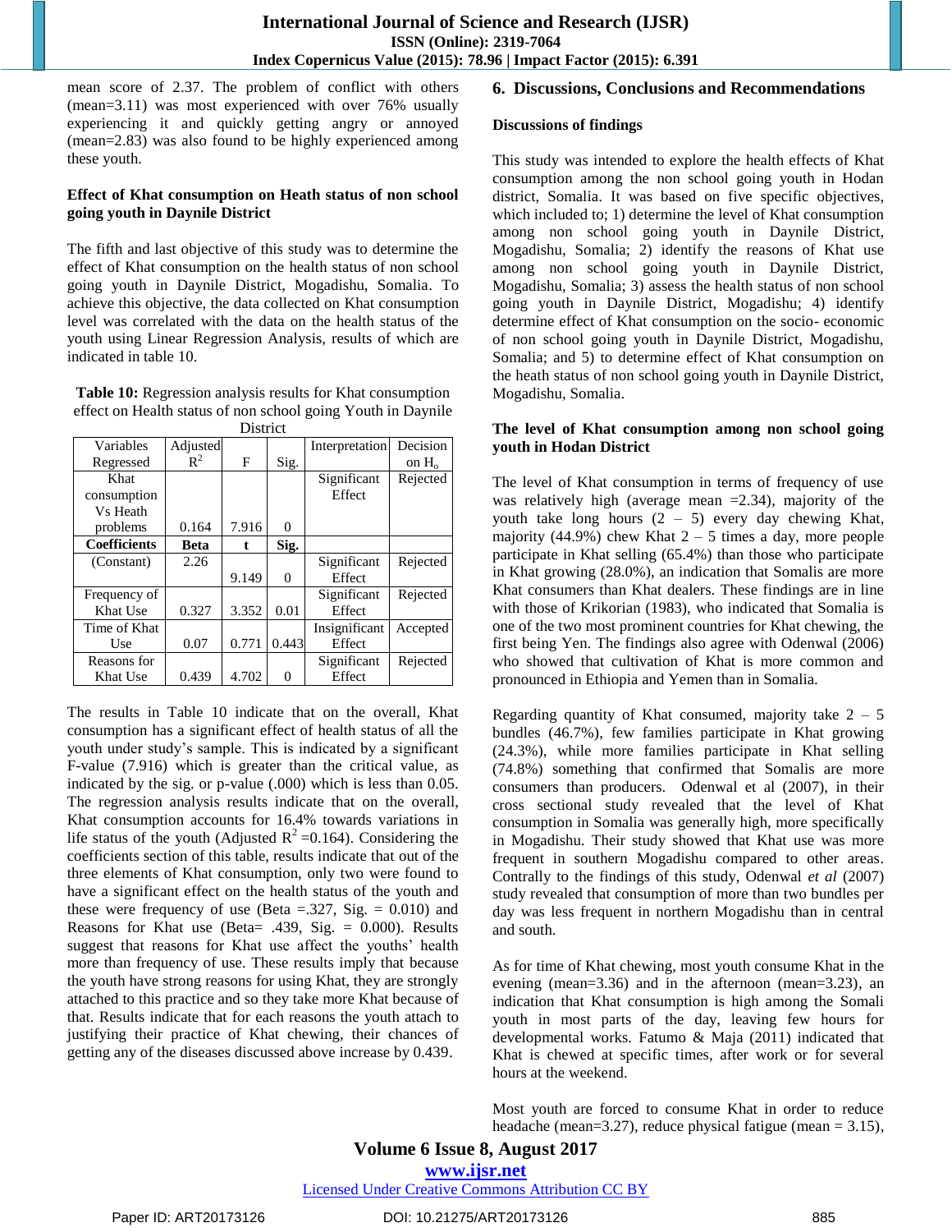mean score of 2.37. The problem of conflict with others (mean=3.11) was most experienced with over 76% usually experiencing it and quickly getting angry or annoyed (mean=2.83) was also found to be highly experienced among these youth.

**Effect of Khat consumption on Heath status of non school going youth in Daynile District**

The fifth and last objective of this study was to determine the effect of Khat consumption on the health status of non school going youth in Daynile District, Mogadishu, Somalia. To achieve this objective, the data collected on Khat consumption level was correlated with the data on the health status of the youth using Linear Regression Analysis, results of which are indicated in table 10.

**Table 10:** Regression analysis results for Khat consumption effect on Health status of non school going Youth in Daynile District

| Variables Regressed | Adjusted $R^2$ | F | Sig. | Interpretation | Decision on $H_o$ |
|---|---|---|---|---|---|
| Khat consumption Vs Heath problems | 0.164 | 7.916 | 0 | Significant Effect | Rejected |
| **Coefficients** | **Beta** | **t** | **Sig.** | | |
| (Constant) | 2.26 | 9.149 | 0 | Significant Effect | Rejected |
| Frequency of Khat Use | 0.327 | 3.352 | 0.01 | Significant Effect | Rejected |
| Time of Khat Use | 0.07 | 0.771 | 0.443 | Insignificant Effect | Accepted |
| Reasons for Khat Use | 0.439 | 4.702 | 0 | Significant Effect | Rejected |

The results in Table 10 indicate that on the overall, Khat consumption has a significant effect of health status of all the youth under study's sample. This is indicated by a significant F-value (7.916) which is greater than the critical value, as indicated by the sig. or p-value (.000) which is less than 0.05. The regression analysis results indicate that on the overall, Khat consumption accounts for 16.4% towards variations in life status of the youth (Adjusted $R^2$ =0.164). Considering the coefficients section of this table, results indicate that out of the three elements of Khat consumption, only two were found to have a significant effect on the health status of the youth and these were frequency of use (Beta =.327, Sig. = 0.010) and Reasons for Khat use (Beta= .439, Sig. = 0.000). Results suggest that reasons for Khat use affect the youths' health more than frequency of use. These results imply that because the youth have strong reasons for using Khat, they are strongly attached to this practice and so they take more Khat because of that. Results indicate that for each reasons the youth attach to justifying their practice of Khat chewing, their chances of getting any of the diseases discussed above increase by 0.439.

## 6. Discussions, Conclusions and Recommendations

**Discussions of findings**

This study was intended to explore the health effects of Khat consumption among the non school going youth in Hodan district, Somalia. It was based on five specific objectives, which included to; 1) determine the level of Khat consumption among non school going youth in Daynile District, Mogadishu, Somalia; 2) identify the reasons of Khat use among non school going youth in Daynile District, Mogadishu, Somalia; 3) assess the health status of non school going youth in Daynile District, Mogadishu; 4) identify determine effect of Khat consumption on the socio- economic of non school going youth in Daynile District, Mogadishu, Somalia; and 5) to determine effect of Khat consumption on the heath status of non school going youth in Daynile District, Mogadishu, Somalia.

**The level of Khat consumption among non school going youth in Hodan District**

The level of Khat consumption in terms of frequency of use was relatively high (average mean =2.34), majority of the youth take long hours (2 – 5) every day chewing Khat, majority (44.9%) chew Khat 2 – 5 times a day, more people participate in Khat selling (65.4%) than those who participate in Khat growing (28.0%), an indication that Somalis are more Khat consumers than Khat dealers. These findings are in line with those of Krikorian (1983), who indicated that Somalia is one of the two most prominent countries for Khat chewing, the first being Yen. The findings also agree with Odenwal (2006) who showed that cultivation of Khat is more common and pronounced in Ethiopia and Yemen than in Somalia.

Regarding quantity of Khat consumed, majority take 2 – 5 bundles (46.7%), few families participate in Khat growing (24.3%), while more families participate in Khat selling (74.8%) something that confirmed that Somalis are more consumers than producers. Odenwal et al (2007), in their cross sectional study revealed that the level of Khat consumption in Somalia was generally high, more specifically in Mogadishu. Their study showed that Khat use was more frequent in southern Mogadishu compared to other areas. Contrally to the findings of this study, Odenwal *et al* (2007) study revealed that consumption of more than two bundles per day was less frequent in northern Mogadishu than in central and south.

As for time of Khat chewing, most youth consume Khat in the evening (mean=3.36) and in the afternoon (mean=3.23), an indication that Khat consumption is high among the Somali youth in most parts of the day, leaving few hours for developmental works. Fatumo & Maja (2011) indicated that Khat is chewed at specific times, after work or for several hours at the weekend.

Most youth are forced to consume Khat in order to reduce headache (mean=3.27), reduce physical fatigue (mean = 3.15),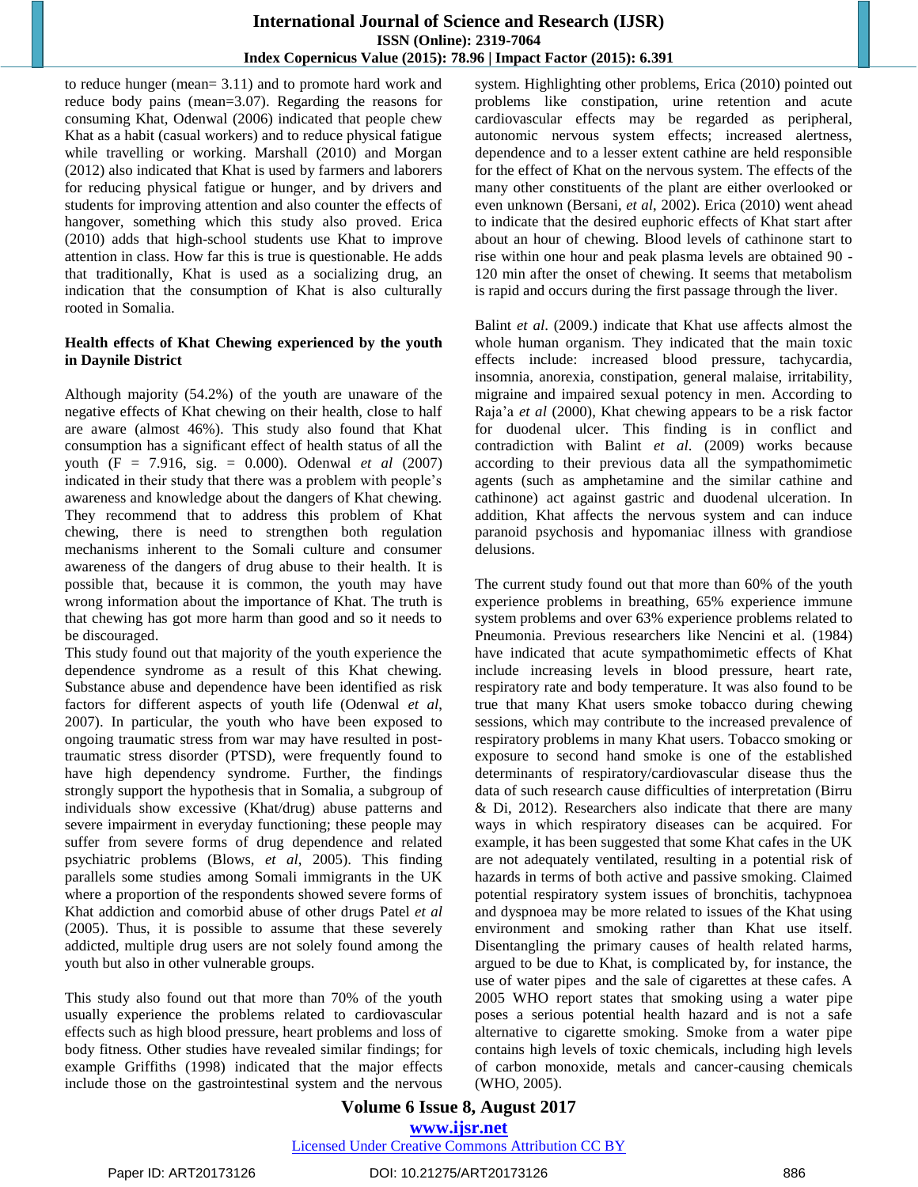to reduce hunger (mean= 3.11) and to promote hard work and reduce body pains (mean=3.07). Regarding the reasons for consuming Khat, Odenwal (2006) indicated that people chew Khat as a habit (casual workers) and to reduce physical fatigue while travelling or working. Marshall (2010) and Morgan (2012) also indicated that Khat is used by farmers and laborers for reducing physical fatigue or hunger, and by drivers and students for improving attention and also counter the effects of hangover, something which this study also proved. Erica (2010) adds that high-school students use Khat to improve attention in class. How far this is true is questionable. He adds that traditionally, Khat is used as a socializing drug, an indication that the consumption of Khat is also culturally rooted in Somalia.

**Health effects of Khat Chewing experienced by the youth in Daynile District**

Although majority (54.2%) of the youth are unaware of the negative effects of Khat chewing on their health, close to half are aware (almost 46%). This study also found that Khat consumption has a significant effect of health status of all the youth (F = 7.916, sig. = 0.000). Odenwal *et al* (2007) indicated in their study that there was a problem with people's awareness and knowledge about the dangers of Khat chewing. They recommend that to address this problem of Khat chewing, there is need to strengthen both regulation mechanisms inherent to the Somali culture and consumer awareness of the dangers of drug abuse to their health. It is possible that, because it is common, the youth may have wrong information about the importance of Khat. The truth is that chewing has got more harm than good and so it needs to be discouraged.

This study found out that majority of the youth experience the dependence syndrome as a result of this Khat chewing. Substance abuse and dependence have been identified as risk factors for different aspects of youth life (Odenwal *et al*, 2007). In particular, the youth who have been exposed to ongoing traumatic stress from war may have resulted in post-traumatic stress disorder (PTSD), were frequently found to have high dependency syndrome. Further, the findings strongly support the hypothesis that in Somalia, a subgroup of individuals show excessive (Khat/drug) abuse patterns and severe impairment in everyday functioning; these people may suffer from severe forms of drug dependence and related psychiatric problems (Blows, *et al*, 2005). This finding parallels some studies among Somali immigrants in the UK where a proportion of the respondents showed severe forms of Khat addiction and comorbid abuse of other drugs Patel *et al* (2005). Thus, it is possible to assume that these severely addicted, multiple drug users are not solely found among the youth but also in other vulnerable groups.

This study also found out that more than 70% of the youth usually experience the problems related to cardiovascular effects such as high blood pressure, heart problems and loss of body fitness. Other studies have revealed similar findings; for example Griffiths (1998) indicated that the major effects include those on the gastrointestinal system and the nervous system. Highlighting other problems, Erica (2010) pointed out problems like constipation, urine retention and acute cardiovascular effects may be regarded as peripheral, autonomic nervous system effects; increased alertness, dependence and to a lesser extent cathine are held responsible for the effect of Khat on the nervous system. The effects of the many other constituents of the plant are either overlooked or even unknown (Bersani, *et al*, 2002). Erica (2010) went ahead to indicate that the desired euphoric effects of Khat start after about an hour of chewing. Blood levels of cathinone start to rise within one hour and peak plasma levels are obtained 90 - 120 min after the onset of chewing. It seems that metabolism is rapid and occurs during the first passage through the liver.

Balint *et al*. (2009.) indicate that Khat use affects almost the whole human organism. They indicated that the main toxic effects include: increased blood pressure, tachycardia, insomnia, anorexia, constipation, general malaise, irritability, migraine and impaired sexual potency in men. According to Raja'a *et al* (2000), Khat chewing appears to be a risk factor for duodenal ulcer. This finding is in conflict and contradiction with Balint *et al*. (2009) works because according to their previous data all the sympathomimetic agents (such as amphetamine and the similar cathine and cathinone) act against gastric and duodenal ulceration. In addition, Khat affects the nervous system and can induce paranoid psychosis and hypomaniac illness with grandiose delusions.

The current study found out that more than 60% of the youth experience problems in breathing, 65% experience immune system problems and over 63% experience problems related to Pneumonia. Previous researchers like Nencini et al. (1984) have indicated that acute sympathomimetic effects of Khat include increasing levels in blood pressure, heart rate, respiratory rate and body temperature. It was also found to be true that many Khat users smoke tobacco during chewing sessions, which may contribute to the increased prevalence of respiratory problems in many Khat users. Tobacco smoking or exposure to second hand smoke is one of the established determinants of respiratory/cardiovascular disease thus the data of such research cause difficulties of interpretation (Birru & Di, 2012). Researchers also indicate that there are many ways in which respiratory diseases can be acquired. For example, it has been suggested that some Khat cafes in the UK are not adequately ventilated, resulting in a potential risk of hazards in terms of both active and passive smoking. Claimed potential respiratory system issues of bronchitis, tachypnoea and dyspnoea may be more related to issues of the Khat using environment and smoking rather than Khat use itself. Disentangling the primary causes of health related harms, argued to be due to Khat, is complicated by, for instance, the use of water pipes and the sale of cigarettes at these cafes. A 2005 WHO report states that smoking using a water pipe poses a serious potential health hazard and is not a safe alternative to cigarette smoking. Smoke from a water pipe contains high levels of toxic chemicals, including high levels of carbon monoxide, metals and cancer-causing chemicals (WHO, 2005).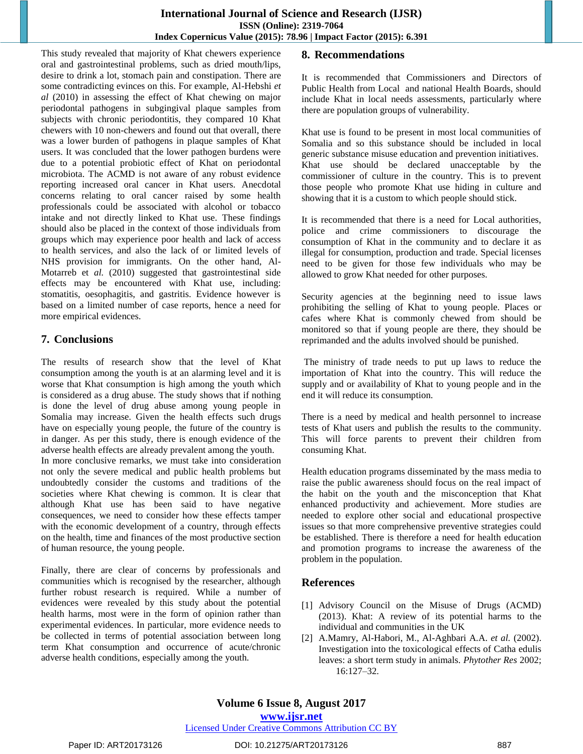This study revealed that majority of Khat chewers experience oral and gastrointestinal problems, such as dried mouth/lips, desire to drink a lot, stomach pain and constipation. There are some contradicting evinces on this. For example, Al-Hebshi *et al* (2010) in assessing the effect of Khat chewing on major periodontal pathogens in subgingival plaque samples from subjects with chronic periodontitis, they compared 10 Khat chewers with 10 non-chewers and found out that overall, there was a lower burden of pathogens in plaque samples of Khat users. It was concluded that the lower pathogen burdens were due to a potential probiotic effect of Khat on periodontal microbiota. The ACMD is not aware of any robust evidence reporting increased oral cancer in Khat users. Anecdotal concerns relating to oral cancer raised by some health professionals could be associated with alcohol or tobacco intake and not directly linked to Khat use. These findings should also be placed in the context of those individuals from groups which may experience poor health and lack of access to health services, and also the lack of or limited levels of NHS provision for immigrants. On the other hand, Al-Motarreb et *al.* (2010) suggested that gastrointestinal side effects may be encountered with Khat use, including: stomatitis, oesophagitis, and gastritis. Evidence however is based on a limited number of case reports, hence a need for more empirical evidences.

## 7. Conclusions

The results of research show that the level of Khat consumption among the youth is at an alarming level and it is worse that Khat consumption is high among the youth which is considered as a drug abuse. The study shows that if nothing is done the level of drug abuse among young people in Somalia may increase. Given the health effects such drugs have on especially young people, the future of the country is in danger. As per this study, there is enough evidence of the adverse health effects are already prevalent among the youth.
In more conclusive remarks, we must take into consideration not only the severe medical and public health problems but undoubtedly consider the customs and traditions of the societies where Khat chewing is common. It is clear that although Khat use has been said to have negative consequences, we need to consider how these effects tamper with the economic development of a country, through effects on the health, time and finances of the most productive section of human resource, the young people.

Finally, there are clear of concerns by professionals and communities which is recognised by the researcher, although further robust research is required. While a number of evidences were revealed by this study about the potential health harms, most were in the form of opinion rather than experimental evidences. In particular, more evidence needs to be collected in terms of potential association between long term Khat consumption and occurrence of acute/chronic adverse health conditions, especially among the youth.

## 8. Recommendations

It is recommended that Commissioners and Directors of Public Health from Local and national Health Boards, should include Khat in local needs assessments, particularly where there are population groups of vulnerability.

Khat use is found to be present in most local communities of Somalia and so this substance should be included in local generic substance misuse education and prevention initiatives. Khat use should be declared unacceptable by the commissioner of culture in the country. This is to prevent those people who promote Khat use hiding in culture and showing that it is a custom to which people should stick.

It is recommended that there is a need for Local authorities, police and crime commissioners to discourage the consumption of Khat in the community and to declare it as illegal for consumption, production and trade. Special licenses need to be given for those few individuals who may be allowed to grow Khat needed for other purposes.

Security agencies at the beginning need to issue laws prohibiting the selling of Khat to young people. Places or cafes where Khat is commonly chewed from should be monitored so that if young people are there, they should be reprimanded and the adults involved should be punished.

The ministry of trade needs to put up laws to reduce the importation of Khat into the country. This will reduce the supply and or availability of Khat to young people and in the end it will reduce its consumption.

There is a need by medical and health personnel to increase tests of Khat users and publish the results to the community. This will force parents to prevent their children from consuming Khat.

Health education programs disseminated by the mass media to raise the public awareness should focus on the real impact of the habit on the youth and the misconception that Khat enhanced productivity and achievement. More studies are needed to explore other social and educational prospective issues so that more comprehensive preventive strategies could be established. There is therefore a need for health education and promotion programs to increase the awareness of the problem in the population.

## References

[1] Advisory Council on the Misuse of Drugs (ACMD) (2013). Khat: A review of its potential harms to the individual and communities in the UK

[2] A.Mamry, Al-Habori, M., Al-Aghbari A.A. *et al.* (2002). Investigation into the toxicological effects of Catha edulis leaves: a short term study in animals. *Phytother Res* 2002; 16:127–32.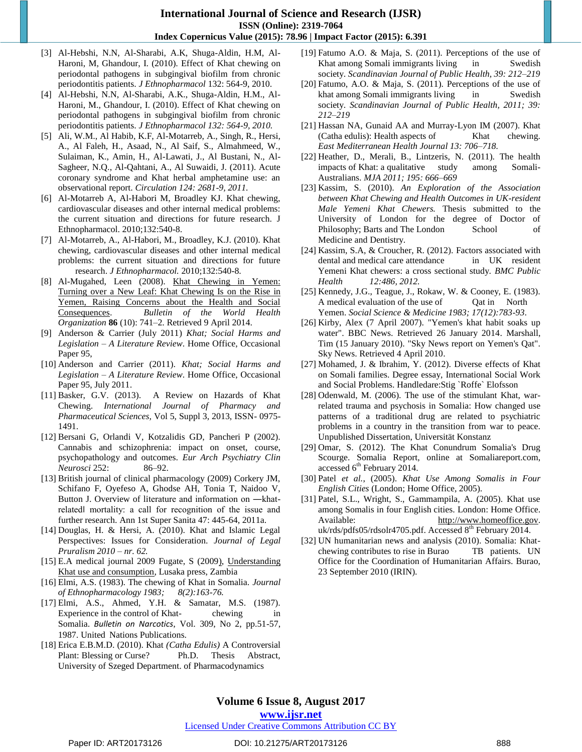[3] Al-Hebshi, N.N, Al-Sharabi, A.K, Shuga-Aldin, H.M, Al-Haroni, M, Ghandour, I. (2010). Effect of Khat chewing on periodontal pathogens in subgingival biofilm from chronic periodontitis patients. *J Ethnopharmacol* 132: 564-9, 2010.

[4] Al-Hebshi, N.N, Al-Sharabi, A.K., Shuga-Aldin, H.M., Al-Haroni, M., Ghandour, I. (2010). Effect of Khat chewing on periodontal pathogens in subgingival biofilm from chronic periodontitis patients. *J Ethnopharmacol 132: 564-9, 2010.*

[5] Ali, W.M., Al Habib, K.F, Al-Motarreb, A., Singh, R., Hersi, A., Al Faleh, H., Asaad, N., Al Saif, S., Almahmeed, W., Sulaiman, K., Amin, H., Al-Lawati, J., Al Bustani, N., Al-Sagheer, N.Q., Al-Qahtani, A., Al Suwaidi, J. (2011). Acute coronary syndrome and Khat herbal amphetamine use: an observational report. *Circulation 124: 2681-9, 2011.*

[6] Al-Motarreb A, Al-Habori M, Broadley KJ. Khat chewing, cardiovascular diseases and other internal medical problems: the current situation and directions for future research. J Ethnopharmacol. 2010;132:540-8.

[7] Al-Motarreb, A., Al-Habori, M., Broadley, K.J. (2010). Khat chewing, cardiovascular diseases and other internal medical problems: the current situation and directions for future research. *J Ethnopharmacol.* 2010;132:540-8.

[8] Al-Mugahed, Leen (2008). Khat Chewing in Yemen: Turning over a New Leaf: Khat Chewing Is on the Rise in Yemen, Raising Concerns about the Health and Social Consequences. *Bulletin of the World Health Organization* **86** (10): 741–2. Retrieved 9 April 2014.

[9] Anderson & Carrier (July 2011) *Khat; Social Harms and Legislation – A Literature Review*. Home Office, Occasional Paper 95,

[10] Anderson and Carrier (2011). *Khat; Social Harms and Legislation – A Literature Review*. Home Office, Occasional Paper 95, July 2011.

[11] Basker, G.V. (2013). A Review on Hazards of Khat Chewing. *International Journal of Pharmacy and Pharmaceutical Sciences,* Vol 5, Suppl 3, 2013, ISSN- 0975-1491.

[12] Bersani G, Orlandi V, Kotzalidis GD, Pancheri P (2002). Cannabis and schizophrenia: impact on onset, course, psychopathology and outcomes. *Eur Arch Psychiatry Clin Neurosci* 252: 86–92.

[13] British journal of clinical pharmacology (2009) Corkery JM, Schifano F, Oyefeso A, Ghodse AH, Tonia T, Naidoo V, Button J. Overview of literature and information on ―khat-related‖ mortality: a call for recognition of the issue and further research. Ann 1st Super Sanita 47: 445-64, 2011a.

[14] Douglas, H. & Hersi, A. (2010). Khat and Islamic Legal Perspectives: Issues for Consideration. *Journal of Legal Pruralism 2010 – nr. 62.*

[15] E.A medical journal 2009 Fugate, S (2009), Understanding Khat use and consumption, Lusaka press, Zambia

[16] Elmi, A.S. (1983). The chewing of Khat in Somalia. *Journal of Ethnopharmacology 1983; 8(2):163-76.*

[17] Elmi, A.S., Ahmed, Y.H. & Samatar, M.S. (1987). Experience in the control of Khat- chewing in Somalia. *Bulletin on Narcotics*, Vol. 309, No 2, pp.51-57, 1987. United Nations Publications.

[18] Erica E.B.M.D. (2010). Khat *(Catha Edulis)* A Controversial Plant: Blessing or Curse? Ph.D. Thesis Abstract, University of Szeged Department. of Pharmacodynamics

[19] Fatumo A.O. & Maja, S. (2011). Perceptions of the use of Khat among Somali immigrants living in Swedish society. *Scandinavian Journal of Public Health, 39: 212–219*

[20] Fatumo, A.O. & Maja, S. (2011). Perceptions of the use of khat among Somali immigrants living in Swedish society. *Scandinavian Journal of Public Health, 2011; 39: 212–219*

[21] Hassan NA, Gunaid AA and Murray-Lyon IM (2007). Khat (Catha edulis): Health aspects of Khat chewing. *East Mediterranean Health Journal 13: 706–718.*

[22] Heather, D., Merali, B., Lintzeris, N. (2011). The health impacts of Khat: a qualitative study among Somali-Australians. *MJA 2011; 195: 666–669*

[23] Kassim, S. (2010). *An Exploration of the Association between Khat Chewing and Health Outcomes in UK-resident Male Yemeni Khat Chewers.* Thesis submitted to the University of London for the degree of Doctor of Philosophy; Barts and The London School of Medicine and Dentistry.

[24] Kassim, S.A, & Croucher, R. (2012). Factors associated with dental and medical care attendance in UK resident Yemeni Khat chewers: a cross sectional study. *BMC Public Health 12:486, 2012.*

[25] Kennedy, J.G., Teague, J., Rokaw, W. & Cooney, E. (1983). A medical evaluation of the use of Qat in North Yemen. *Social Science & Medicine 1983; 17(12):783-93*.

[26] Kirby, Alex (7 April 2007). "Yemen's khat habit soaks up water". BBC News. Retrieved 26 January 2014. Marshall, Tim (15 January 2010). "Sky News report on Yemen's Qat". Sky News. Retrieved 4 April 2010.

[27] Mohamed, J. & Ibrahim, Y. (2012). Diverse effects of Khat on Somali families. Degree essay, International Social Work and Social Problems. Handledare:Stig `Roffe` Elofsson

[28] Odenwald, M. (2006). The use of the stimulant Khat, war-related trauma and psychosis in Somalia: How changed use patterns of a traditional drug are related to psychiatric problems in a country in the transition from war to peace. Unpublished Dissertation, Universität Konstanz

[29] Omar, S. (2012). The Khat Conundrum Somalia's Drug Scourge. Somalia Report, online at Somaliareport.com, accessed 6th February 2014.

[30] Patel *et al.*, (2005). *Khat Use Among Somalis in Four English Cities* (London; Home Office, 2005).

[31] Patel, S.L., Wright, S., Gammampila, A. (2005). Khat use among Somalis in four English cities. London: Home Office. Available: http://www.homeoffice.gov.uk/rds/pdfs05/rdsolr4705.pdf. Accessed 8th February 2014.

[32] UN humanitarian news and analysis (2010). Somalia: Khat-chewing contributes to rise in Burao TB patients. UN Office for the Coordination of Humanitarian Affairs. Burao, 23 September 2010 (IRIN).